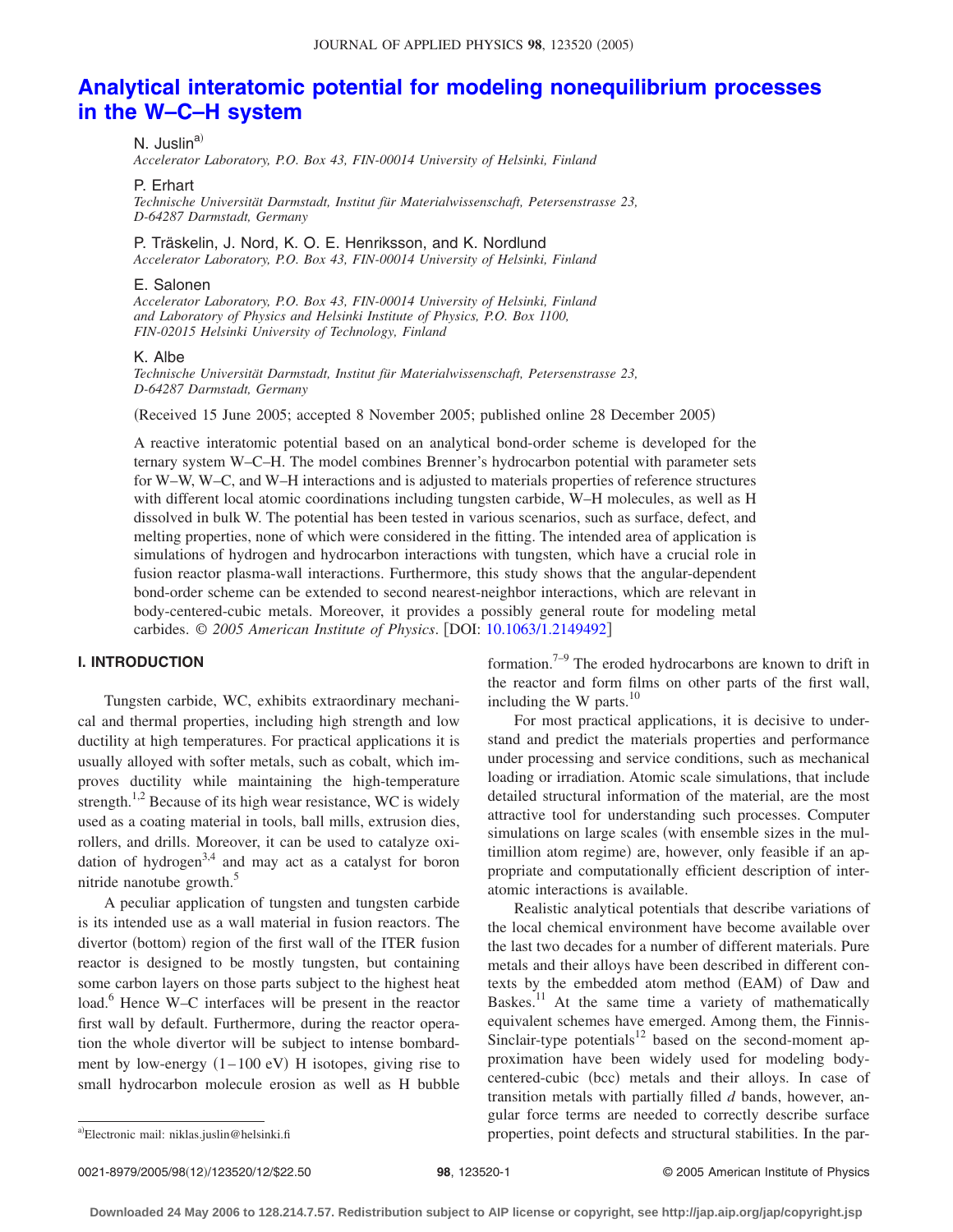# Analytical interatomic potential for modeling nonequilibrium processes in the W–C–H system

N. Juslin[a)]
*Accelerator Laboratory, P.O. Box 43, FIN-00014 University of Helsinki, Finland*

P. Erhart
*Technische Universität Darmstadt, Institut für Materialwissenschaft, Petersenstrasse 23, D-64287 Darmstadt, Germany*

P. Träskelin, J. Nord, K. O. E. Henriksson, and K. Nordlund
*Accelerator Laboratory, P.O. Box 43, FIN-00014 University of Helsinki, Finland*

E. Salonen
*Accelerator Laboratory, P.O. Box 43, FIN-00014 University of Helsinki, Finland and Laboratory of Physics and Helsinki Institute of Physics, P.O. Box 1100, FIN-02015 Helsinki University of Technology, Finland*

K. Albe
*Technische Universität Darmstadt, Institut für Materialwissenschaft, Petersenstrasse 23, D-64287 Darmstadt, Germany*

(Received 15 June 2005; accepted 8 November 2005; published online 28 December 2005)

A reactive interatomic potential based on an analytical bond-order scheme is developed for the ternary system W–C–H. The model combines Brenner's hydrocarbon potential with parameter sets for W–W, W–C, and W–H interactions and is adjusted to materials properties of reference structures with different local atomic coordinations including tungsten carbide, W–H molecules, as well as H dissolved in bulk W. The potential has been tested in various scenarios, such as surface, defect, and melting properties, none of which were considered in the fitting. The intended area of application is simulations of hydrogen and hydrocarbon interactions with tungsten, which have a crucial role in fusion reactor plasma-wall interactions. Furthermore, this study shows that the angular-dependent bond-order scheme can be extended to second nearest-neighbor interactions, which are relevant in body-centered-cubic metals. Moreover, it provides a possibly general route for modeling metal carbides. *© 2005 American Institute of Physics*. [DOI: 10.1063/1.2149492]

## I. INTRODUCTION

Tungsten carbide, WC, exhibits extraordinary mechanical and thermal properties, including high strength and low ductility at high temperatures. For practical applications it is usually alloyed with softer metals, such as cobalt, which improves ductility while maintaining the high-temperature strength.[1,2] Because of its high wear resistance, WC is widely used as a coating material in tools, ball mills, extrusion dies, rollers, and drills. Moreover, it can be used to catalyze oxidation of hydrogen[3,4] and may act as a catalyst for boron nitride nanotube growth.[5]

A peculiar application of tungsten and tungsten carbide is its intended use as a wall material in fusion reactors. The divertor (bottom) region of the first wall of the ITER fusion reactor is designed to be mostly tungsten, but containing some carbon layers on those parts subject to the highest heat load.[6] Hence W–C interfaces will be present in the reactor first wall by default. Furthermore, during the reactor operation the whole divertor will be subject to intense bombardment by low-energy (1–100 eV) H isotopes, giving rise to small hydrocarbon molecule erosion as well as H bubble formation.[7–9] The eroded hydrocarbons are known to drift in the reactor and form films on other parts of the first wall, including the W parts.[10]

For most practical applications, it is decisive to understand and predict the materials properties and performance under processing and service conditions, such as mechanical loading or irradiation. Atomic scale simulations, that include detailed structural information of the material, are the most attractive tool for understanding such processes. Computer simulations on large scales (with ensemble sizes in the multimillion atom regime) are, however, only feasible if an appropriate and computationally efficient description of interatomic interactions is available.

Realistic analytical potentials that describe variations of the local chemical environment have become available over the last two decades for a number of different materials. Pure metals and their alloys have been described in different contexts by the embedded atom method (EAM) of Daw and Baskes.[11] At the same time a variety of mathematically equivalent schemes have emerged. Among them, the Finnis-Sinclair-type potentials[12] based on the second-moment approximation have been widely used for modeling body-centered-cubic (bcc) metals and their alloys. In case of transition metals with partially filled *d* bands, however, angular force terms are needed to correctly describe surface properties, point defects and structural stabilities. In the par-

[a)]Electronic mail: niklas.juslin@helsinki.fi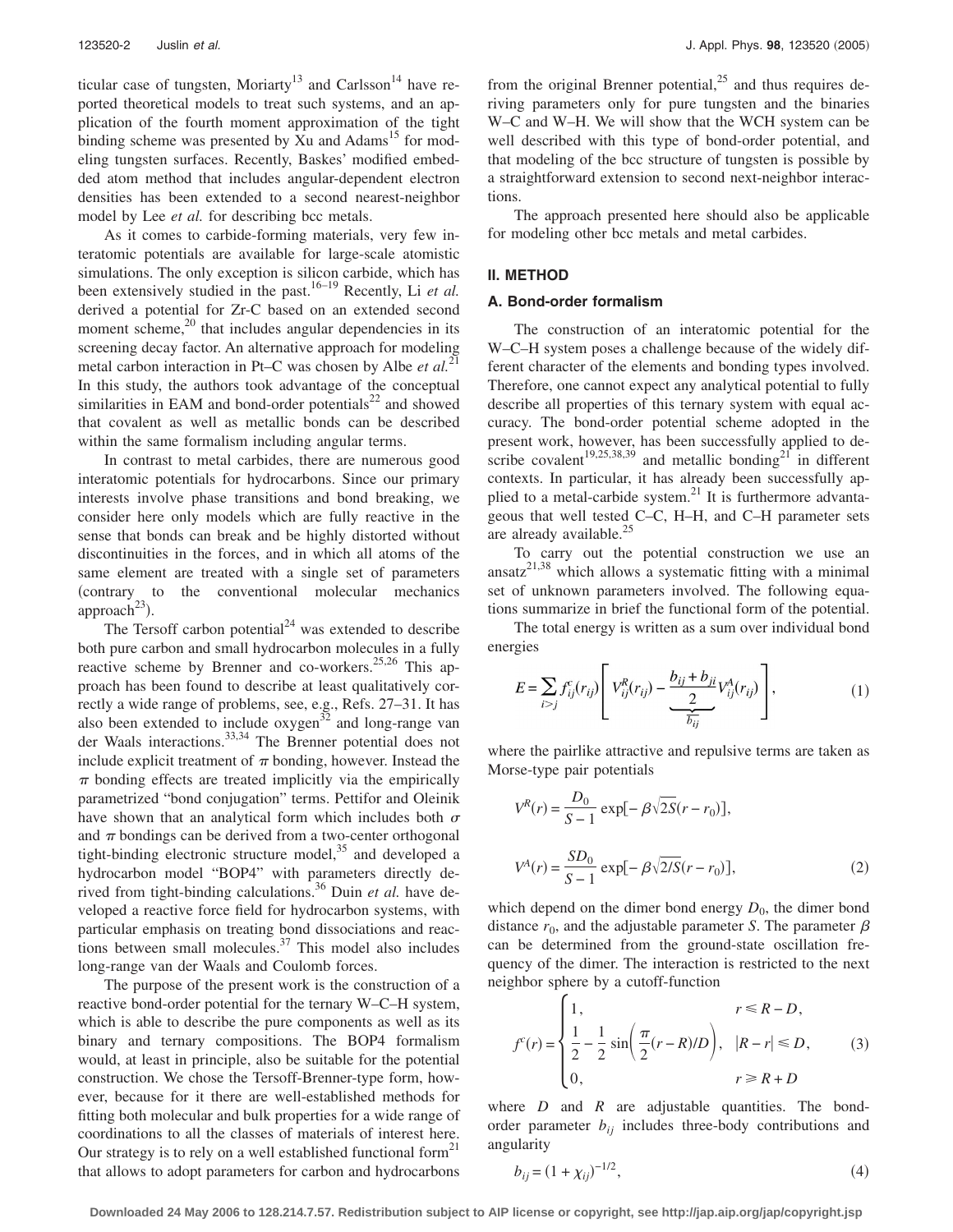ticular case of tungsten, Moriarty[13] and Carlsson[14] have reported theoretical models to treat such systems, and an application of the fourth moment approximation of the tight binding scheme was presented by Xu and Adams[15] for modeling tungsten surfaces. Recently, Baskes' modified embedded atom method that includes angular-dependent electron densities has been extended to a second nearest-neighbor model by Lee *et al.* for describing bcc metals.

As it comes to carbide-forming materials, very few interatomic potentials are available for large-scale atomistic simulations. The only exception is silicon carbide, which has been extensively studied in the past.[16–19] Recently, Li *et al.* derived a potential for Zr-C based on an extended second moment scheme,[20] that includes angular dependencies in its screening decay factor. An alternative approach for modeling metal carbon interaction in Pt–C was chosen by Albe *et al.*[21] In this study, the authors took advantage of the conceptual similarities in EAM and bond-order potentials[22] and showed that covalent as well as metallic bonds can be described within the same formalism including angular terms.

In contrast to metal carbides, there are numerous good interatomic potentials for hydrocarbons. Since our primary interests involve phase transitions and bond breaking, we consider here only models which are fully reactive in the sense that bonds can break and be highly distorted without discontinuities in the forces, and in which all atoms of the same element are treated with a single set of parameters (contrary to the conventional molecular mechanics approach[23]).

The Tersoff carbon potential[24] was extended to describe both pure carbon and small hydrocarbon molecules in a fully reactive scheme by Brenner and co-workers.[25,26] This approach has been found to describe at least qualitatively correctly a wide range of problems, see, e.g., Refs. 27–31. It has also been extended to include oxygen[32] and long-range van der Waals interactions.[33,34] The Brenner potential does not include explicit treatment of $\pi$ bonding, however. Instead the $\pi$ bonding effects are treated implicitly via the empirically parametrized "bond conjugation" terms. Pettifor and Oleinik have shown that an analytical form which includes both $\sigma$ and $\pi$ bondings can be derived from a two-center orthogonal tight-binding electronic structure model,[35] and developed a hydrocarbon model "BOP4" with parameters directly derived from tight-binding calculations.[36] Duin *et al.* have developed a reactive force field for hydrocarbon systems, with particular emphasis on treating bond dissociations and reactions between small molecules.[37] This model also includes long-range van der Waals and Coulomb forces.

The purpose of the present work is the construction of a reactive bond-order potential for the ternary W–C–H system, which is able to describe the pure components as well as its binary and ternary compositions. The BOP4 formalism would, at least in principle, also be suitable for the potential construction. We chose the Tersoff-Brenner-type form, however, because for it there are well-established methods for fitting both molecular and bulk properties for a wide range of coordinations to all the classes of materials of interest here. Our strategy is to rely on a well established functional form[21] that allows to adopt parameters for carbon and hydrocarbons from the original Brenner potential,[25] and thus requires deriving parameters only for pure tungsten and the binaries W–C and W–H. We will show that the WCH system can be well described with this type of bond-order potential, and that modeling of the bcc structure of tungsten is possible by a straightforward extension to second next-neighbor interactions.

The approach presented here should also be applicable for modeling other bcc metals and metal carbides.

## II. METHOD

### A. Bond-order formalism

The construction of an interatomic potential for the W–C–H system poses a challenge because of the widely different character of the elements and bonding types involved. Therefore, one cannot expect any analytical potential to fully describe all properties of this ternary system with equal accuracy. The bond-order potential scheme adopted in the present work, however, has been successfully applied to describe covalent[19,25,38,39] and metallic bonding[21] in different contexts. In particular, it has already been successfully applied to a metal-carbide system.[21] It is furthermore advantageous that well tested C–C, H–H, and C–H parameter sets are already available.[25]

To carry out the potential construction we use an ansatz[21,38] which allows a systematic fitting with a minimal set of unknown parameters involved. The following equations summarize in brief the functional form of the potential.

The total energy is written as a sum over individual bond energies

$$E = \sum_{i>j} f^c_{ij}(r_{ij}) \left[ V^R_{ij}(r_{ij}) - \underbrace{\frac{b_{ij}+b_{ji}}{2}}_{\overline{b_{ij}}} V^A_{ij}(r_{ij}) \right], \tag{1}$$

where the pairlike attractive and repulsive terms are taken as Morse-type pair potentials

$$V^R(r) = \frac{D_0}{S-1} \exp[-\beta\sqrt{2S}(r-r_0)],$$

$$V^A(r) = \frac{SD_0}{S-1} \exp[-\beta\sqrt{2/S}(r-r_0)], \tag{2}$$

which depend on the dimer bond energy $D_0$, the dimer bond distance $r_0$, and the adjustable parameter $S$. The parameter $\beta$ can be determined from the ground-state oscillation frequency of the dimer. The interaction is restricted to the next neighbor sphere by a cutoff-function

$$f^c(r) = \begin{cases} 1, & r \leq R - D, \\ \dfrac{1}{2} - \dfrac{1}{2}\sin\left(\dfrac{\pi}{2}(r-R)/D\right), & |R-r| \leq D, \\ 0, & r \geq R + D \end{cases} \tag{3}$$

where $D$ and $R$ are adjustable quantities. The bond-order parameter $b_{ij}$ includes three-body contributions and angularity

$$b_{ij} = (1 + \chi_{ij})^{-1/2}, \tag{4}$$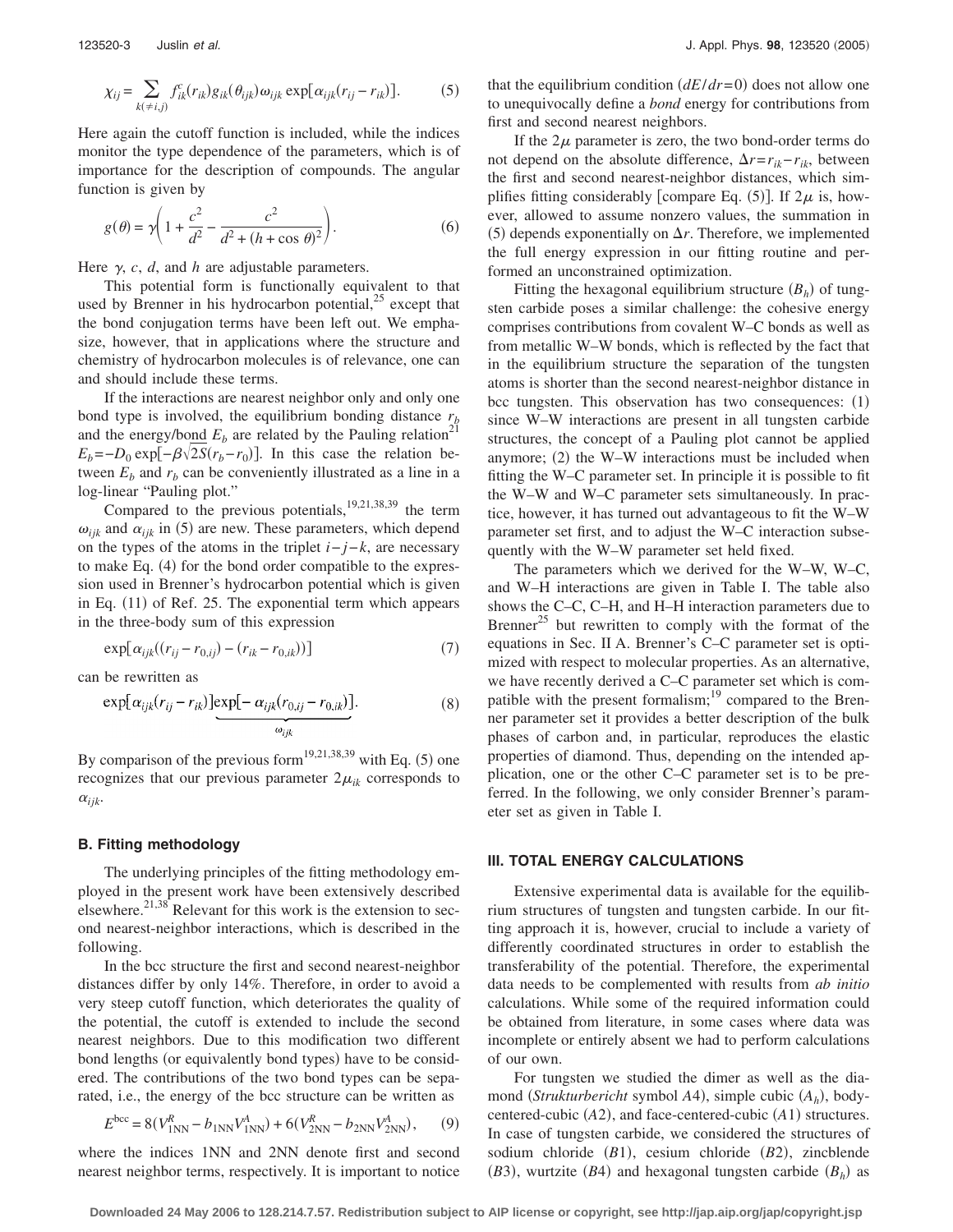$$\chi_{ij} = \sum_{k(\neq i,j)} f_{ik}^{c}(r_{ik}) g_{ik}(\theta_{ijk}) \omega_{ijk} \exp[\alpha_{ijk}(r_{ij} - r_{ik})]. \tag{5}$$

Here again the cutoff function is included, while the indices monitor the type dependence of the parameters, which is of importance for the description of compounds. The angular function is given by

$$g(\theta) = \gamma\left(1 + \frac{c^2}{d^2} - \frac{c^2}{d^2 + (h + \cos\theta)^2}\right). \tag{6}$$

Here $\gamma$, $c$, $d$, and $h$ are adjustable parameters.

This potential form is functionally equivalent to that used by Brenner in his hydrocarbon potential,[25] except that the bond conjugation terms have been left out. We emphasize, however, that in applications where the structure and chemistry of hydrocarbon molecules is of relevance, one can and should include these terms.

If the interactions are nearest neighbor only and only one bond type is involved, the equilibrium bonding distance $r_b$ and the energy/bond $E_b$ are related by the Pauling relation[21] $E_b = -D_0 \exp[-\beta\sqrt{2S}(r_b - r_0)]$. In this case the relation between $E_b$ and $r_b$ can be conveniently illustrated as a line in a log-linear "Pauling plot."

Compared to the previous potentials,[19,21,38,39] the term $\omega_{ijk}$ and $\alpha_{ijk}$ in (5) are new. These parameters, which depend on the types of the atoms in the triplet $i-j-k$, are necessary to make Eq. (4) for the bond order compatible to the expression used in Brenner's hydrocarbon potential which is given in Eq. (11) of Ref. 25. The exponential term which appears in the three-body sum of this expression

$$\exp[\alpha_{ijk}((r_{ij} - r_{0,ij}) - (r_{ik} - r_{0,ik}))] \tag{7}$$

can be rewritten as

$$\exp[\alpha_{ijk}(r_{ij} - r_{ik})]\underbrace{\exp[-\alpha_{ijk}(r_{0,ij} - r_{0,ik})]}_{\omega_{ijk}}. \tag{8}$$

By comparison of the previous form[19,21,38,39] with Eq. (5) one recognizes that our previous parameter $2\mu_{ik}$ corresponds to $\alpha_{ijk}$.

### B. Fitting methodology

The underlying principles of the fitting methodology employed in the present work have been extensively described elsewhere.[21,38] Relevant for this work is the extension to second nearest-neighbor interactions, which is described in the following.

In the bcc structure the first and second nearest-neighbor distances differ by only 14%. Therefore, in order to avoid a very steep cutoff function, which deteriorates the quality of the potential, the cutoff is extended to include the second nearest neighbors. Due to this modification two different bond lengths (or equivalently bond types) have to be considered. The contributions of the two bond types can be separated, i.e., the energy of the bcc structure can be written as

$$E^{\text{bcc}} = 8(V_{1\text{NN}}^{R} - b_{1\text{NN}}V_{1\text{NN}}^{A}) + 6(V_{2\text{NN}}^{R} - b_{2\text{NN}}V_{2\text{NN}}^{A}), \tag{9}$$

where the indices 1NN and 2NN denote first and second nearest neighbor terms, respectively. It is important to notice that the equilibrium condition $(dE/dr = 0)$ does not allow one to unequivocally define a *bond* energy for contributions from first and second nearest neighbors.

If the $2\mu$ parameter is zero, the two bond-order terms do not depend on the absolute difference, $\Delta r = r_{ik} - r_{ik}$, between the first and second nearest-neighbor distances, which simplifies fitting considerably [compare Eq. (5)]. If $2\mu$ is, however, allowed to assume nonzero values, the summation in (5) depends exponentially on $\Delta r$. Therefore, we implemented the full energy expression in our fitting routine and performed an unconstrained optimization.

Fitting the hexagonal equilibrium structure ($B_h$) of tungsten carbide poses a similar challenge: the cohesive energy comprises contributions from covalent W–C bonds as well as from metallic W–W bonds, which is reflected by the fact that in the equilibrium structure the separation of the tungsten atoms is shorter than the second nearest-neighbor distance in bcc tungsten. This observation has two consequences: (1) since W–W interactions are present in all tungsten carbide structures, the concept of a Pauling plot cannot be applied anymore; (2) the W–W interactions must be included when fitting the W–C parameter set. In principle it is possible to fit the W–W and W–C parameter sets simultaneously. In practice, however, it has turned out advantageous to fit the W–W parameter set first, and to adjust the W–C interaction subsequently with the W–W parameter set held fixed.

The parameters which we derived for the W–W, W–C, and W–H interactions are given in Table I. The table also shows the C–C, C–H, and H–H interaction parameters due to Brenner[25] but rewritten to comply with the format of the equations in Sec. II A. Brenner's C–C parameter set is optimized with respect to molecular properties. As an alternative, we have recently derived a C–C parameter set which is compatible with the present formalism;[19] compared to the Brenner parameter set it provides a better description of the bulk phases of carbon and, in particular, reproduces the elastic properties of diamond. Thus, depending on the intended application, one or the other C–C parameter set is to be preferred. In the following, we only consider Brenner's parameter set as given in Table I.

## III. TOTAL ENERGY CALCULATIONS

Extensive experimental data is available for the equilibrium structures of tungsten and tungsten carbide. In our fitting approach it is, however, crucial to include a variety of differently coordinated structures in order to establish the transferability of the potential. Therefore, the experimental data needs to be complemented with results from *ab initio* calculations. While some of the required information could be obtained from literature, in some cases where data was incomplete or entirely absent we had to perform calculations of our own.

For tungsten we studied the dimer as well as the diamond (*Strukturbericht* symbol $A4$), simple cubic ($A_h$), body-centered-cubic ($A2$), and face-centered-cubic ($A1$) structures. In case of tungsten carbide, we considered the structures of sodium chloride ($B1$), cesium chloride ($B2$), zincblende ($B3$), wurtzite ($B4$) and hexagonal tungsten carbide ($B_h$) as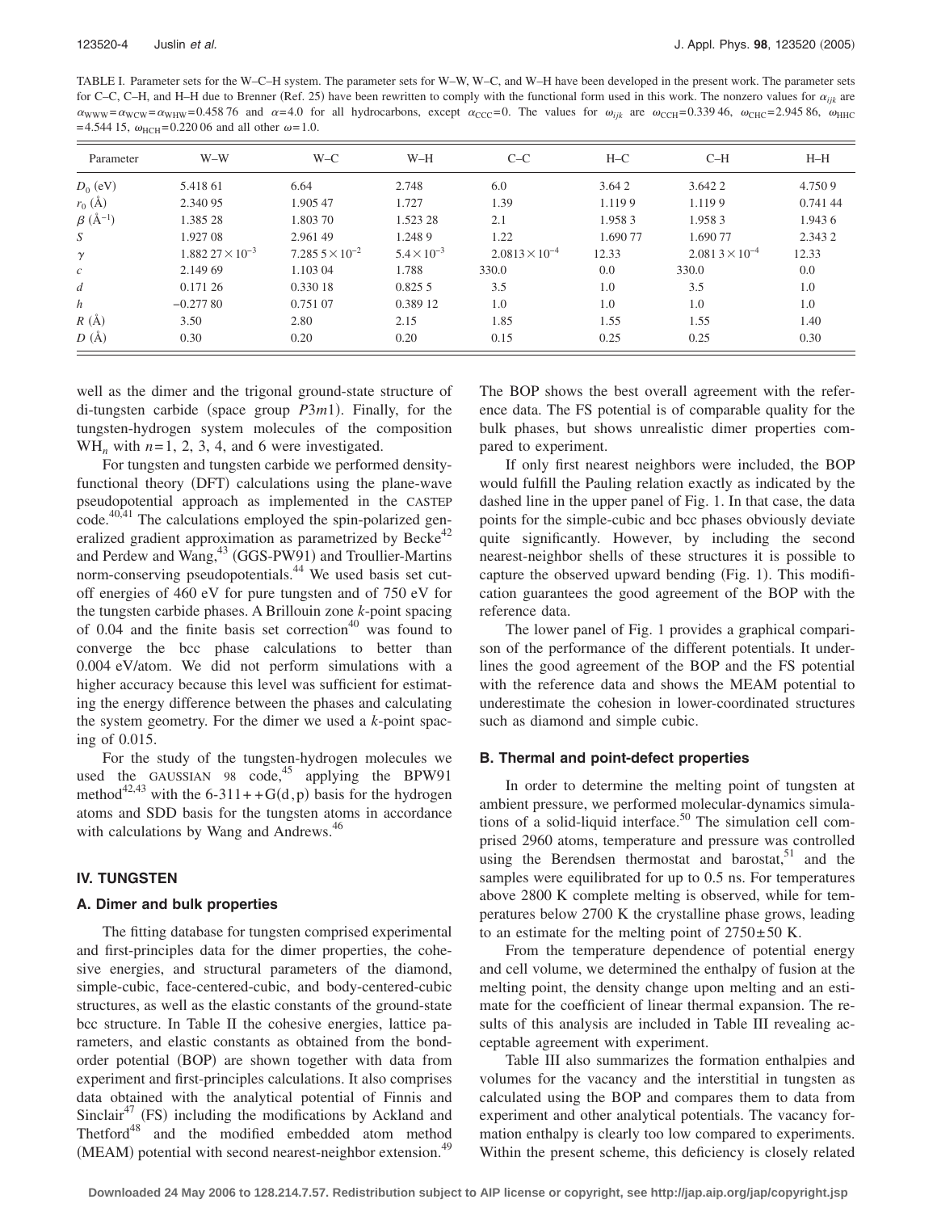TABLE I. Parameter sets for the W–C–H system. The parameter sets for W–W, W–C, and W–H have been developed in the present work. The parameter sets for C–C, C–H, and H–H due to Brenner (Ref. 25) have been rewritten to comply with the functional form used in this work. The nonzero values for $\alpha_{ijk}$ are $\alpha_{WWW} = \alpha_{WCW} = \alpha_{WHW} = 0.458\,76$ and $\alpha = 4.0$ for all hydrocarbons, except $\alpha_{CCC} = 0$. The values for $\omega_{ijk}$ are $\omega_{CCH} = 0.339\,46$, $\omega_{CHC} = 2.945\,86$, $\omega_{HHC} = 4.544\,15$, $\omega_{HCH} = 0.220\,06$ and all other $\omega = 1.0$.

| Parameter | W–W | W–C | W–H | C–C | H–C | C–H | H–H |
|---|---|---|---|---|---|---|---|
| $D_0$ (eV) | 5.418 61 | 6.64 | 2.748 | 6.0 | 3.642 | 3.642 2 | 4.750 9 |
| $r_0$ (Å) | 2.340 95 | 1.905 47 | 1.727 | 1.39 | 1.119 9 | 1.119 9 | 0.741 44 |
| $\beta$ (Å$^{-1}$) | 1.385 28 | 1.803 70 | 1.523 28 | 2.1 | 1.958 3 | 1.958 3 | 1.943 6 |
| $S$ | 1.927 08 | 2.961 49 | 1.248 9 | 1.22 | 1.690 77 | 1.690 77 | 2.343 2 |
| $\gamma$ | $1.882\,27 \times 10^{-3}$ | $7.285\,5 \times 10^{-2}$ | $5.4 \times 10^{-3}$ | $2.0813 \times 10^{-4}$ | 12.33 | $2.081\,3 \times 10^{-4}$ | 12.33 |
| $c$ | 2.149 69 | 1.103 04 | 1.788 | 330.0 | 0.0 | 330.0 | 0.0 |
| $d$ | 0.171 26 | 0.330 18 | 0.825 5 | 3.5 | 1.0 | 3.5 | 1.0 |
| $h$ | −0.277 80 | 0.751 07 | 0.389 12 | 1.0 | 1.0 | 1.0 | 1.0 |
| $R$ (Å) | 3.50 | 2.80 | 2.15 | 1.85 | 1.55 | 1.55 | 1.40 |
| $D$ (Å) | 0.30 | 0.20 | 0.20 | 0.15 | 0.25 | 0.25 | 0.30 |

well as the dimer and the trigonal ground-state structure of di-tungsten carbide (space group $P3m1$). Finally, for the tungsten-hydrogen system molecules of the composition $WH_n$ with $n = 1$, 2, 3, 4, and 6 were investigated.

For tungsten and tungsten carbide we performed density-functional theory (DFT) calculations using the plane-wave pseudopotential approach as implemented in the CASTEP code.[40,41] The calculations employed the spin-polarized generalized gradient approximation as parametrized by Becke[42] and Perdew and Wang,[43] (GGS-PW91) and Troullier-Martins norm-conserving pseudopotentials.[44] We used basis set cutoff energies of 460 eV for pure tungsten and of 750 eV for the tungsten carbide phases. A Brillouin zone $k$-point spacing of 0.04 and the finite basis set correction[40] was found to converge the bcc phase calculations to better than 0.004 eV/atom. We did not perform simulations with a higher accuracy because this level was sufficient for estimating the energy difference between the phases and calculating the system geometry. For the dimer we used a $k$-point spacing of 0.015.

For the study of the tungsten-hydrogen molecules we used the GAUSSIAN 98 code,[45] applying the BPW91 method[42,43] with the 6-311++G(d,p) basis for the hydrogen atoms and SDD basis for the tungsten atoms in accordance with calculations by Wang and Andrews.[46]

## IV. TUNGSTEN

### A. Dimer and bulk properties

The fitting database for tungsten comprised experimental and first-principles data for the dimer properties, the cohesive energies, and structural parameters of the diamond, simple-cubic, face-centered-cubic, and body-centered-cubic structures, as well as the elastic constants of the ground-state bcc structure. In Table II the cohesive energies, lattice parameters, and elastic constants as obtained from the bond-order potential (BOP) are shown together with data from experiment and first-principles calculations. It also comprises data obtained with the analytical potential of Finnis and Sinclair[47] (FS) including the modifications by Ackland and Thetford[48] and the modified embedded atom method (MEAM) potential with second nearest-neighbor extension.[49] The BOP shows the best overall agreement with the reference data. The FS potential is of comparable quality for the bulk phases, but shows unrealistic dimer properties compared to experiment.

If only first nearest neighbors were included, the BOP would fulfill the Pauling relation exactly as indicated by the dashed line in the upper panel of Fig. 1. In that case, the data points for the simple-cubic and bcc phases obviously deviate quite significantly. However, by including the second nearest-neighbor shells of these structures it is possible to capture the observed upward bending (Fig. 1). This modification guarantees the good agreement of the BOP with the reference data.

The lower panel of Fig. 1 provides a graphical comparison of the performance of the different potentials. It underlines the good agreement of the BOP and the FS potential with the reference data and shows the MEAM potential to underestimate the cohesion in lower-coordinated structures such as diamond and simple cubic.

### B. Thermal and point-defect properties

In order to determine the melting point of tungsten at ambient pressure, we performed molecular-dynamics simulations of a solid-liquid interface.[50] The simulation cell comprised 2960 atoms, temperature and pressure was controlled using the Berendsen thermostat and barostat,[51] and the samples were equilibrated for up to 0.5 ns. For temperatures above 2800 K complete melting is observed, while for temperatures below 2700 K the crystalline phase grows, leading to an estimate for the melting point of $2750 \pm 50$ K.

From the temperature dependence of potential energy and cell volume, we determined the enthalpy of fusion at the melting point, the density change upon melting and an estimate for the coefficient of linear thermal expansion. The results of this analysis are included in Table III revealing acceptable agreement with experiment.

Table III also summarizes the formation enthalpies and volumes for the vacancy and the interstitial in tungsten as calculated using the BOP and compares them to data from experiment and other analytical potentials. The vacancy formation enthalpy is clearly too low compared to experiments. Within the present scheme, this deficiency is closely related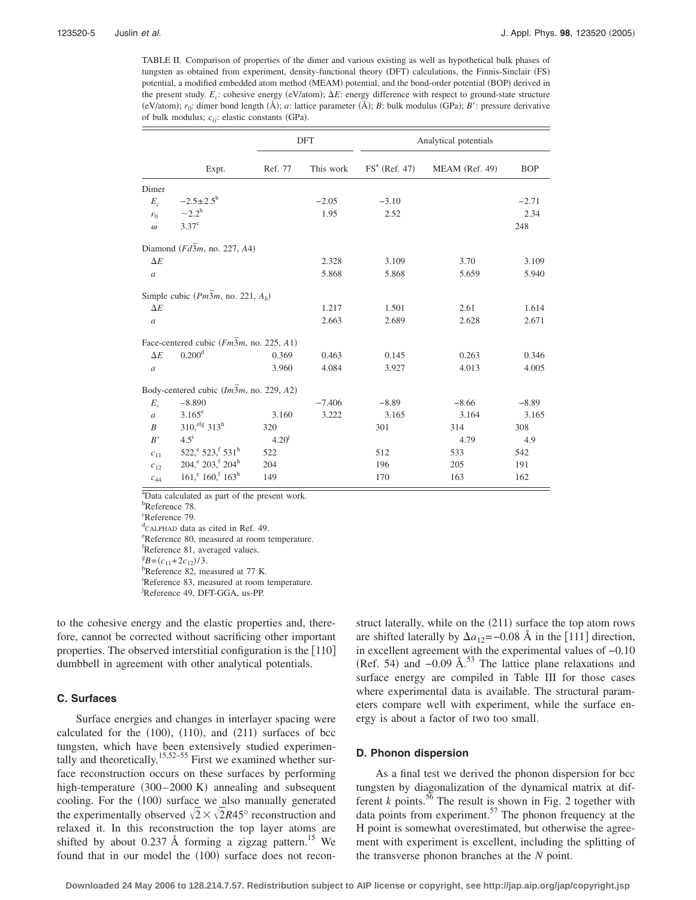TABLE II. Comparison of properties of the dimer and various existing as well as hypothetical bulk phases of tungsten as obtained from experiment, density-functional theory (DFT) calculations, the Finnis-Sinclair (FS) potential, a modified embedded atom method (MEAM) potential, and the bond-order potential (BOP) derived in the present study. $E_c$: cohesive energy (eV/atom); $\Delta E$: energy difference with respect to ground-state structure (eV/atom); $r_0$: dimer bond length (Å); $a$: lattice parameter (Å); $B$: bulk modulus (GPa); $B'$: pressure derivative of bulk modulus; $c_{ij}$: elastic constants (GPa).

| | | DFT | | Analytical potentials | | |
|---|---|---|---|---|---|---|
| | Expt. | Ref. 77 | This work | FS[a] (Ref. 47) | MEAM (Ref. 49) | BOP |
| Dimer | | | | | | |
| $E_c$ | $-2.5\pm2.5$[b] | | $-2.05$ | $-3.10$ | | $-2.71$ |
| $r_0$ | $\sim2.2$[b] | | 1.95 | 2.52 | | 2.34 |
| $\omega$ | 3.37[c] | | | | | 248 |
| Diamond ($Fd\bar{3}m$, no. 227, $A4$) | | | | | | |
| $\Delta E$ | | | 2.328 | 3.109 | 3.70 | 3.109 |
| $a$ | | | 5.868 | 5.868 | 5.659 | 5.940 |
| Simple cubic ($Pm\bar{3}m$, no. 221, $A_h$) | | | | | | |
| $\Delta E$ | | | 1.217 | 1.501 | 2.61 | 1.614 |
| $a$ | | | 2.663 | 2.689 | 2.628 | 2.671 |
| Face-centered cubic ($Fm\bar{3}m$, no. 225, $A1$) | | | | | | |
| $\Delta E$ | 0.200[d] | 0.369 | 0.463 | 0.145 | 0.263 | 0.346 |
| $a$ | | 3.960 | 4.084 | 3.927 | 4.013 | 4.005 |
| Body-centered cubic ($Im\bar{3}m$, no. 229, $A2$) | | | | | | |
| $E_c$ | $-8.890$ | | $-7.406$ | $-8.89$ | $-8.66$ | $-8.89$ |
| $a$ | 3.165[e] | 3.160 | 3.222 | 3.165 | 3.164 | 3.165 |
| $B$ | 310,[efg] 313[h] | 320 | | 301 | 314 | 308 |
| $B'$ | 4.5[i] | 4.20[j] | | | 4.79 | 4.9 |
| $c_{11}$ | 522,[e] 523,[f] 531[h] | 522 | | 512 | 533 | 542 |
| $c_{12}$ | 204,[e] 203,[f] 204[h] | 204 | | 196 | 205 | 191 |
| $c_{44}$ | 161,[e] 160,[f] 163[h] | 149 | | 170 | 163 | 162 |

[a]Data calculated as part of the present work.
[b]Reference 78.
[c]Reference 79.
[d]CALPHAD data as cited in Ref. 49.
[e]Reference 80, measured at room temperature.
[f]Reference 81, averaged values.
[g]$B=(c_{11}+2c_{12})/3$.
[h]Reference 82, measured at 77 K.
[i]Reference 83, measured at room temperature.
[j]Reference 49, DFT-GGA, us-PP.

to the cohesive energy and the elastic properties and, therefore, cannot be corrected without sacrificing other important properties. The observed interstitial configuration is the [110] dumbbell in agreement with other analytical potentials.

### C. Surfaces

Surface energies and changes in interlayer spacing were calculated for the (100), (110), and (211) surfaces of bcc tungsten, which have been extensively studied experimentally and theoretically.[15,52–55] First we examined whether surface reconstruction occurs on these surfaces by performing high-temperature (300–2000 K) annealing and subsequent cooling. For the (100) surface we also manually generated the experimentally observed $\sqrt{2}\times\sqrt{2}R45°$ reconstruction and relaxed it. In this reconstruction the top layer atoms are shifted by about 0.237 Å forming a zigzag pattern.[15] We found that in our model the (100) surface does not reconstruct laterally, while on the (211) surface the top atom rows are shifted laterally by $\Delta a_{12}=-0.08$ Å in the [111] direction, in excellent agreement with the experimental values of $-0.10$ (Ref. 54) and $-0.09$ Å.[53] The lattice plane relaxations and surface energy are compiled in Table III for those cases where experimental data is available. The structural parameters compare well with experiment, while the surface energy is about a factor of two too small.

### D. Phonon dispersion

As a final test we derived the phonon dispersion for bcc tungsten by diagonalization of the dynamical matrix at different $k$ points.[56] The result is shown in Fig. 2 together with data points from experiment.[57] The phonon frequency at the H point is somewhat overestimated, but otherwise the agreement with experiment is excellent, including the splitting of the transverse phonon branches at the $N$ point.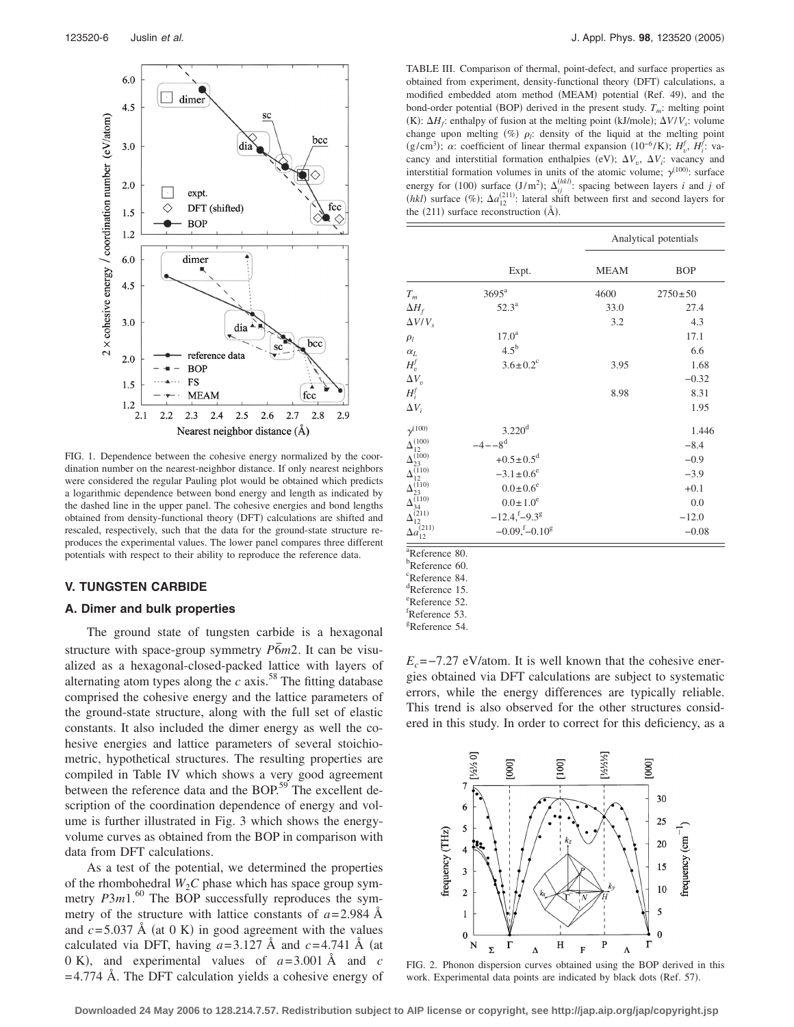FIG. 1. Dependence between the cohesive energy normalized by the coordination number on the nearest-neighbor distance. If only nearest neighbors were considered the regular Pauling plot would be obtained which predicts a logarithmic dependence between bond energy and length as indicated by the dashed line in the upper panel. The cohesive energies and bond lengths obtained from density-functional theory (DFT) calculations are shifted and rescaled, respectively, such that the data for the ground-state structure reproduces the experimental values. The lower panel compares three different potentials with respect to their ability to reproduce the reference data.

## V. TUNGSTEN CARBIDE

### A. Dimer and bulk properties

The ground state of tungsten carbide is a hexagonal structure with space-group symmetry $P\bar{6}m2$. It can be visualized as a hexagonal-closed-packed lattice with layers of alternating atom types along the $c$ axis.[58] The fitting database comprised the cohesive energy and the lattice parameters of the ground-state structure, along with the full set of elastic constants. It also included the dimer energy as well the cohesive energies and lattice parameters of several stoichiometric, hypothetical structures. The resulting properties are compiled in Table IV which shows a very good agreement between the reference data and the BOP.[59] The excellent description of the coordination dependence of energy and volume is further illustrated in Fig. 3 which shows the energy-volume curves as obtained from the BOP in comparison with data from DFT calculations.

As a test of the potential, we determined the properties of the rhombohedral $W_2C$ phase which has space group symmetry $P3m1$.[60] The BOP successfully reproduces the symmetry of the structure with lattice constants of $a=2.984$ Å and $c=5.037$ Å (at 0 K) in good agreement with the values calculated via DFT, having $a=3.127$ Å and $c=4.741$ Å (at 0 K), and experimental values of $a=3.001$ Å and $c=4.774$ Å. The DFT calculation yields a cohesive energy of $E_c=-7.27$ eV/atom. It is well known that the cohesive energies obtained via DFT calculations are subject to systematic errors, while the energy differences are typically reliable. This trend is also observed for the other structures considered in this study. In order to correct for this deficiency, as a

TABLE III. Comparison of thermal, point-defect, and surface properties as obtained from experiment, density-functional theory (DFT) calculations, a modified embedded atom method (MEAM) potential (Ref. 49), and the bond-order potential (BOP) derived in the present study. $T_m$: melting point (K): $\Delta H_f$: enthalpy of fusion at the melting point (kJ/mole); $\Delta V/V_s$: volume change upon melting (%) $\rho_l$: density of the liquid at the melting point (g/cm$^3$); $\alpha$: coefficient of linear thermal expansion ($10^{-6}$/K); $H_v^f$, $H_i^f$: vacancy and interstitial formation enthalpies (eV); $\Delta V_v$, $\Delta V_i$: vacancy and interstitial formation volumes in units of the atomic volume; $\gamma^{(100)}$: surface energy for (100) surface (J/m$^2$); $\Delta_{ij}^{(hkl)}$: spacing between layers $i$ and $j$ of $(hkl)$ surface (%); $\Delta a_{12}^{(211)}$: lateral shift between first and second layers for the (211) surface reconstruction (Å).

| | Expt. | Analytical potentials MEAM | BOP |
|---|---|---|---|
| $T_m$ | 3695[a] | 4600 | 2750±50 |
| $\Delta H_f$ | 52.3[a] | 33.0 | 27.4 |
| $\Delta V/V_s$ | | 3.2 | 4.3 |
| $\rho_l$ | 17.0[a] | | 17.1 |
| $\alpha_L$ | 4.5[b] | | 6.6 |
| $H_v^f$ | 3.6±0.2[c] | 3.95 | 1.68 |
| $\Delta V_v$ | | | −0.32 |
| $H_i^f$ | | 8.98 | 8.31 |
| $\Delta V_i$ | | | 1.95 |
| $\gamma^{(100)}$ | 3.220[d] | | 1.446 |
| $\Delta_{12}^{(100)}$ | −4−−8[d] | | −8.4 |
| $\Delta_{23}^{(100)}$ | +0.5±0.5[d] | | −0.9 |
| $\Delta_{12}^{(110)}$ | −3.1±0.6[e] | | −3.9 |
| $\Delta_{23}^{(110)}$ | 0.0±0.6[e] | | +0.1 |
| $\Delta_{34}^{(110)}$ | 0.0±1.0[e] | | 0.0 |
| $\Delta_{12}^{(211)}$ | −12.4,[f]−9.3[g] | | −12.0 |
| $\Delta a_{12}^{(211)}$ | −0.09,[f]−0.10[g] | | −0.08 |

[a]Reference 80.
[b]Reference 60.
[c]Reference 84.
[d]Reference 15.
[e]Reference 52.
[f]Reference 53.
[g]Reference 54.

FIG. 2. Phonon dispersion curves obtained using the BOP derived in this work. Experimental data points are indicated by black dots (Ref. 57).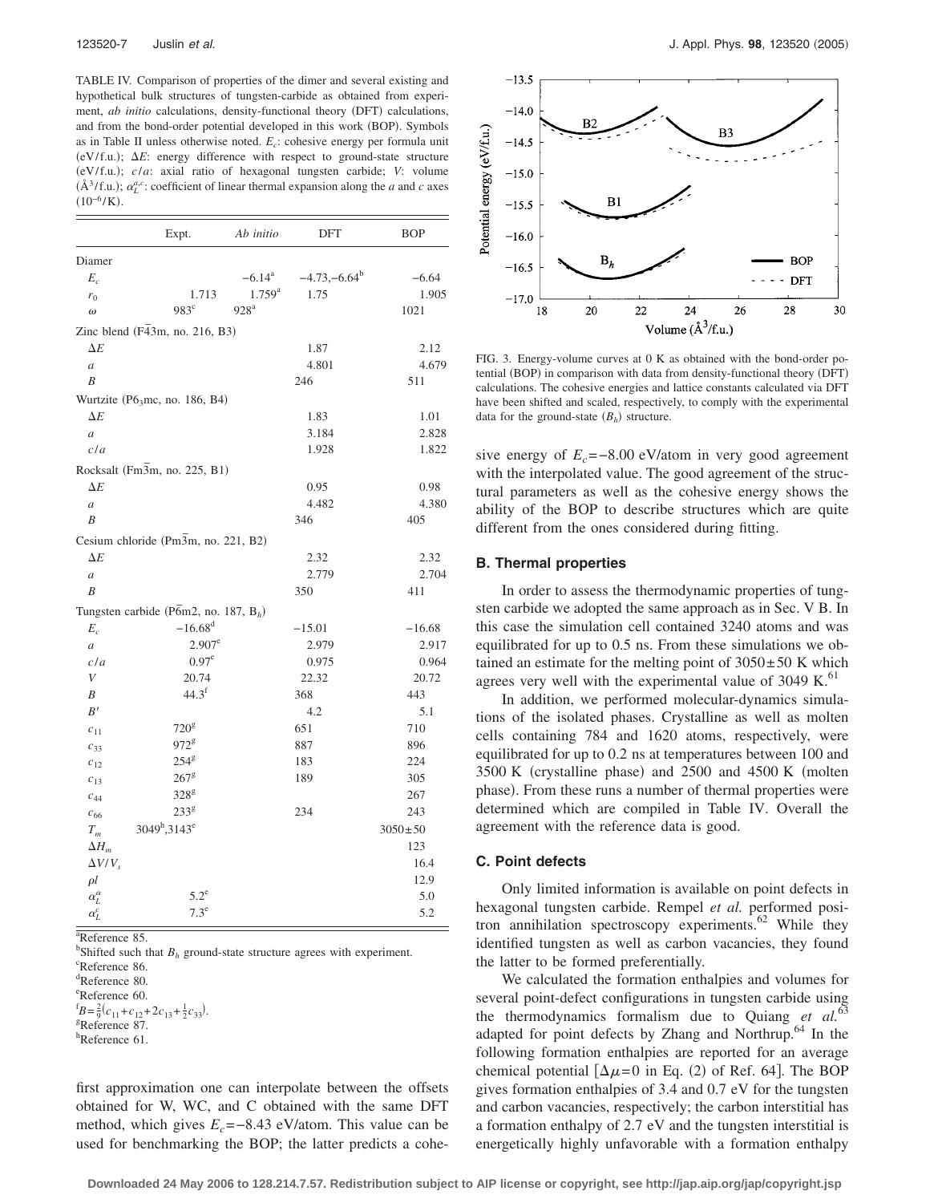TABLE IV. Comparison of properties of the dimer and several existing and hypothetical bulk structures of tungsten-carbide as obtained from experiment, *ab initio* calculations, density-functional theory (DFT) calculations, and from the bond-order potential developed in this work (BOP). Symbols as in Table II unless otherwise noted. $E_c$: cohesive energy per formula unit (eV/f.u.); $\Delta E$: energy difference with respect to ground-state structure (eV/f.u.); $c/a$: axial ratio of hexagonal tungsten carbide; $V$: volume (Å$^3$/f.u.); $\alpha_L^{a,c}$: coefficient of linear thermal expansion along the $a$ and $c$ axes ($10^{-6}$/K).

| | Expt. | *Ab initio* | DFT | BOP |
|---|---|---|---|---|
| Diamer | | | | |
| $E_c$ | | $-6.14$[a] | $-4.73,-6.64$[b] | $-6.64$ |
| $r_0$ | 1.713 | 1.759[a] | 1.75 | 1.905 |
| $\omega$ | 983[c] | 928[a] | | 1021 |
| Zinc blend ($F\bar{4}3m$, no. 216, B3) | | | | |
| $\Delta E$ | | | 1.87 | 2.12 |
| $a$ | | | 4.801 | 4.679 |
| $B$ | | | 246 | 511 |
| Wurtzite ($P6_3mc$, no. 186, B4) | | | | |
| $\Delta E$ | | | 1.83 | 1.01 |
| $a$ | | | 3.184 | 2.828 |
| $c/a$ | | | 1.928 | 1.822 |
| Rocksalt ($Fm\bar{3}m$, no. 225, B1) | | | | |
| $\Delta E$ | | | 0.95 | 0.98 |
| $a$ | | | 4.482 | 4.380 |
| $B$ | | | 346 | 405 |
| Cesium chloride ($Pm\bar{3}m$, no. 221, B2) | | | | |
| $\Delta E$ | | | 2.32 | 2.32 |
| $a$ | | | 2.779 | 2.704 |
| $B$ | | | 350 | 411 |
| Tungsten carbide ($P\bar{6}m2$, no. 187, $B_h$) | | | | |
| $E_c$ | $-16.68$[d] | | $-15.01$ | $-16.68$ |
| $a$ | 2.907[e] | | 2.979 | 2.917 |
| $c/a$ | 0.97[e] | | 0.975 | 0.964 |
| $V$ | 20.74 | | 22.32 | 20.72 |
| $B$ | 44.3[f] | | 368 | 443 |
| $B'$ | | | 4.2 | 5.1 |
| $c_{11}$ | 720[g] | | 651 | 710 |
| $c_{33}$ | 972[g] | | 887 | 896 |
| $c_{12}$ | 254[g] | | 183 | 224 |
| $c_{13}$ | 267[g] | | 189 | 305 |
| $c_{44}$ | 328[g] | | | 267 |
| $c_{66}$ | 233[g] | | 234 | 243 |
| $T_m$ | 3049[h],3143[e] | | | $3050\pm50$ |
| $\Delta H_m$ | | | | 123 |
| $\Delta V/V_s$ | | | | 16.4 |
| $\rho l$ | | | | 12.9 |
| $\alpha_L^a$ | 5.2[e] | | | 5.0 |
| $\alpha_L^c$ | 7.3[e] | | | 5.2 |

[a]Reference 85.
[b]Shifted such that $B_h$ ground-state structure agrees with experiment.
[c]Reference 86.
[d]Reference 80.
[e]Reference 60.
[f]$B=\frac{2}{9}(c_{11}+c_{12}+2c_{13}+\frac{1}{2}c_{33})$.
[g]Reference 87.
[h]Reference 61.

first approximation one can interpolate between the offsets obtained for W, WC, and C obtained with the same DFT method, which gives $E_c=-8.43$ eV/atom. This value can be used for benchmarking the BOP; the latter predicts a cohesive energy of $E_c=-8.00$ eV/atom in very good agreement with the interpolated value. The good agreement of the structural parameters as well as the cohesive energy shows the ability of the BOP to describe structures which are quite different from the ones considered during fitting.

FIG. 3. Energy-volume curves at 0 K as obtained with the bond-order potential (BOP) in comparison with data from density-functional theory (DFT) calculations. The cohesive energies and lattice constants calculated via DFT have been shifted and scaled, respectively, to comply with the experimental data for the ground-state ($B_h$) structure.

### B. Thermal properties

In order to assess the thermodynamic properties of tungsten carbide we adopted the same approach as in Sec. V B. In this case the simulation cell contained 3240 atoms and was equilibrated for up to 0.5 ns. From these simulations we obtained an estimate for the melting point of $3050\pm50$ K which agrees very well with the experimental value of 3049 K.[61]

In addition, we performed molecular-dynamics simulations of the isolated phases. Crystalline as well as molten cells containing 784 and 1620 atoms, respectively, were equilibrated for up to 0.2 ns at temperatures between 100 and 3500 K (crystalline phase) and 2500 and 4500 K (molten phase). From these runs a number of thermal properties were determined which are compiled in Table IV. Overall the agreement with the reference data is good.

### C. Point defects

Only limited information is available on point defects in hexagonal tungsten carbide. Rempel *et al.* performed positron annihilation spectroscopy experiments.[62] While they identified tungsten as well as carbon vacancies, they found the latter to be formed preferentially.

We calculated the formation enthalpies and volumes for several point-defect configurations in tungsten carbide using the thermodynamics formalism due to Quiang *et al.*[63] adapted for point defects by Zhang and Northrup.[64] In the following formation enthalpies are reported for an average chemical potential [$\Delta\mu=0$ in Eq. (2) of Ref. 64]. The BOP gives formation enthalpies of 3.4 and 0.7 eV for the tungsten and carbon vacancies, respectively; the carbon interstitial has a formation enthalpy of 2.7 eV and the tungsten interstitial is energetically highly unfavorable with a formation enthalpy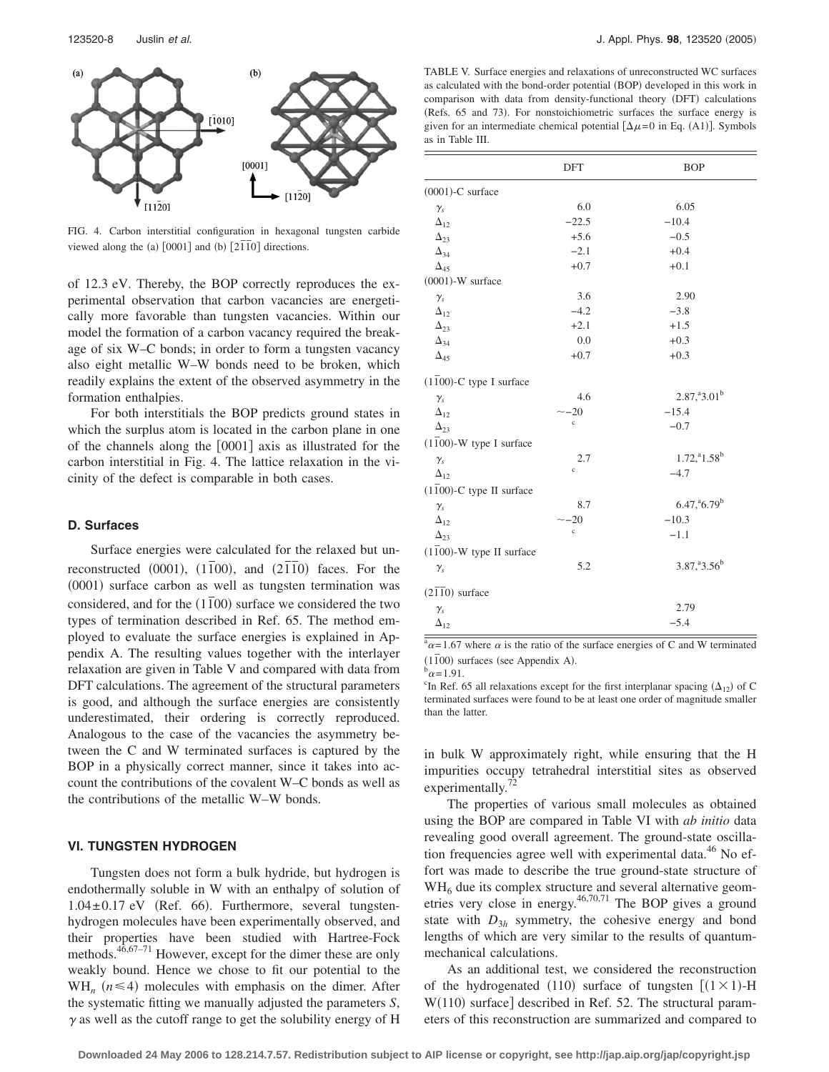FIG. 4. Carbon interstitial configuration in hexagonal tungsten carbide viewed along the (a) [0001] and (b) $[2\bar{1}\bar{1}0]$ directions.

of 12.3 eV. Thereby, the BOP correctly reproduces the experimental observation that carbon vacancies are energetically more favorable than tungsten vacancies. Within our model the formation of a carbon vacancy required the breakage of six W–C bonds; in order to form a tungsten vacancy also eight metallic W–W bonds need to be broken, which readily explains the extent of the observed asymmetry in the formation enthalpies.

For both interstitials the BOP predicts ground states in which the surplus atom is located in the carbon plane in one of the channels along the [0001] axis as illustrated for the carbon interstitial in Fig. 4. The lattice relaxation in the vicinity of the defect is comparable in both cases.

### D. Surfaces

Surface energies were calculated for the relaxed but unreconstructed (0001), $(1\bar{1}00)$, and $(2\bar{1}\bar{1}0)$ faces. For the (0001) surface carbon as well as tungsten termination was considered, and for the $(1\bar{1}00)$ surface we considered the two types of termination described in Ref. 65. The method employed to evaluate the surface energies is explained in Appendix A. The resulting values together with the interlayer relaxation are given in Table V and compared with data from DFT calculations. The agreement of the structural parameters is good, and although the surface energies are consistently underestimated, their ordering is correctly reproduced. Analogous to the case of the vacancies the asymmetry between the C and W terminated surfaces is captured by the BOP in a physically correct manner, since it takes into account the contributions of the covalent W–C bonds as well as the contributions of the metallic W–W bonds.

TABLE V. Surface energies and relaxations of unreconstructed WC surfaces as calculated with the bond-order potential (BOP) developed in this work in comparison with data from density-functional theory (DFT) calculations (Refs. 65 and 73). For nonstoichiometric surfaces the surface energy is given for an intermediate chemical potential [$\Delta\mu=0$ in Eq. (A1)]. Symbols as in Table III.

| | DFT | BOP |
|---|---|---|
| (0001)-C surface | | |
| $\gamma_s$ | 6.0 | 6.05 |
| $\Delta_{12}$ | −22.5 | −10.4 |
| $\Delta_{23}$ | +5.6 | −0.5 |
| $\Delta_{34}$ | −2.1 | +0.4 |
| $\Delta_{45}$ | +0.7 | +0.1 |
| (0001)-W surface | | |
| $\gamma_s$ | 3.6 | 2.90 |
| $\Delta_{12}$ | −4.2 | −3.8 |
| $\Delta_{23}$ | +2.1 | +1.5 |
| $\Delta_{34}$ | 0.0 | +0.3 |
| $\Delta_{45}$ | +0.7 | +0.3 |
| $(1\bar{1}00)$-C type I surface | | |
| $\gamma_s$ | 4.6 | 2.87,[a] 3.01[b] |
| $\Delta_{12}$ | ∼−20 | −15.4 |
| $\Delta_{23}$ | [c] | −0.7 |
| $(1\bar{1}00)$-W type I surface | | |
| $\gamma_s$ | 2.7 | 1.72,[a] 1.58[b] |
| $\Delta_{12}$ | [c] | −4.7 |
| $(1\bar{1}00)$-C type II surface | | |
| $\gamma_s$ | 8.7 | 6.47,[a] 6.79[b] |
| $\Delta_{12}$ | ∼−20 | −10.3 |
| $\Delta_{23}$ | [c] | −1.1 |
| $(1\bar{1}00)$-W type II surface | | |
| $\gamma_s$ | 5.2 | 3.87,[a] 3.56[b] |
| $(2\bar{1}\bar{1}0)$ surface | | |
| $\gamma_s$ | | 2.79 |
| $\Delta_{12}$ | | −5.4 |

[a] $\alpha=1.67$ where $\alpha$ is the ratio of the surface energies of C and W terminated $(1\bar{1}00)$ surfaces (see Appendix A).

[b] $\alpha=1.91$.

[c] In Ref. 65 all relaxations except for the first interplanar spacing ($\Delta_{12}$) of C terminated surfaces were found to be at least one order of magnitude smaller than the latter.

## VI. TUNGSTEN HYDROGEN

Tungsten does not form a bulk hydride, but hydrogen is endothermally soluble in W with an enthalpy of solution of $1.04\pm0.17$ eV (Ref. 66). Furthermore, several tungsten-hydrogen molecules have been experimentally observed, and their properties have been studied with Hartree-Fock methods.[46,67–71] However, except for the dimer these are only weakly bound. Hence we chose to fit our potential to the $WH_n$ ($n\leq4$) molecules with emphasis on the dimer. After the systematic fitting we manually adjusted the parameters $S$, $\gamma$ as well as the cutoff range to get the solubility energy of H in bulk W approximately right, while ensuring that the H impurities occupy tetrahedral interstitial sites as observed experimentally.[72]

The properties of various small molecules as obtained using the BOP are compared in Table VI with *ab initio* data revealing good overall agreement. The ground-state oscillation frequencies agree well with experimental data.[46] No effort was made to describe the true ground-state structure of $WH_6$ due its complex structure and several alternative geometries very close in energy.[46,70,71] The BOP gives a ground state with $D_{3h}$ symmetry, the cohesive energy and bond lengths of which are very similar to the results of quantum-mechanical calculations.

As an additional test, we considered the reconstruction of the hydrogenated (110) surface of tungsten [$(1\times1)$-H W(110) surface] described in Ref. 52. The structural parameters of this reconstruction are summarized and compared to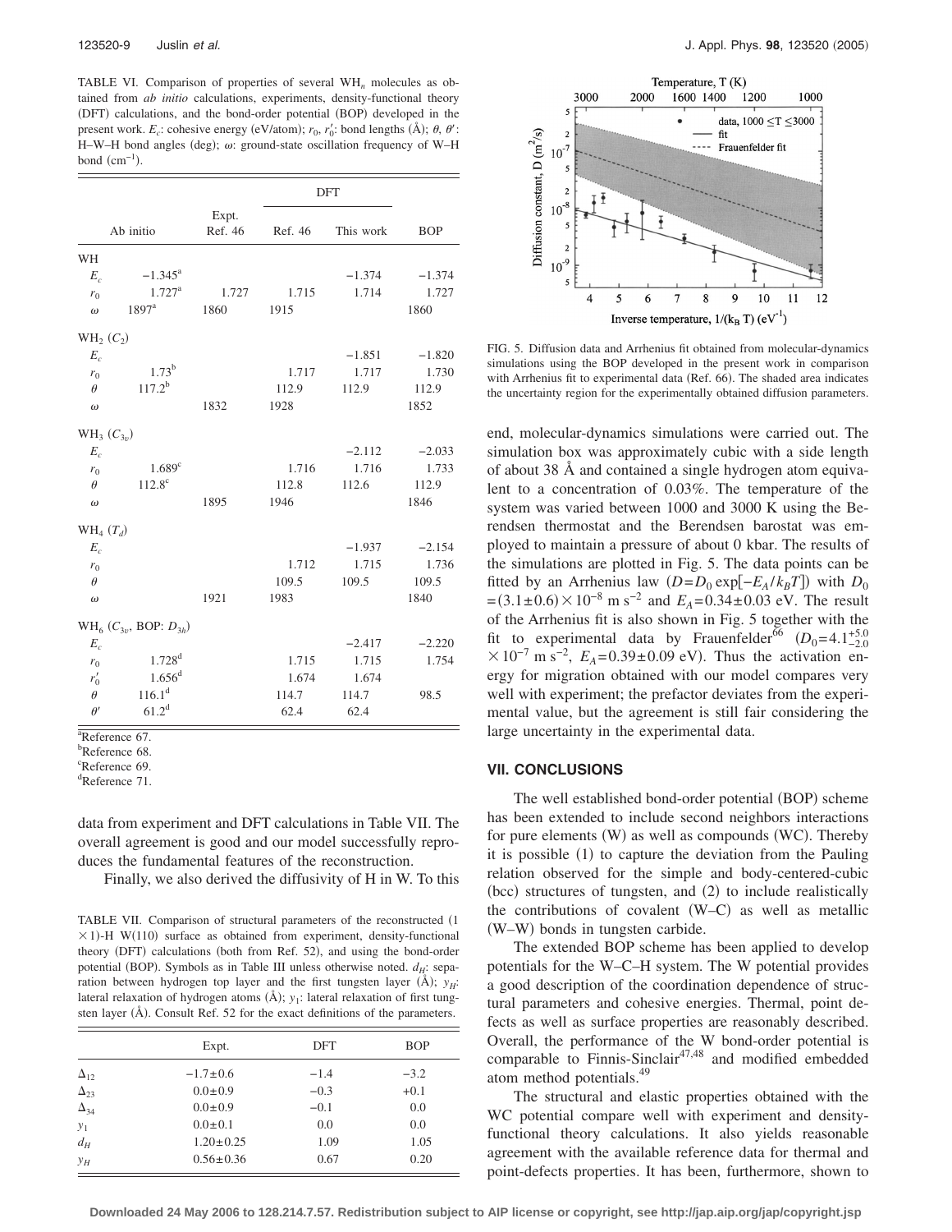TABLE VI. Comparison of properties of several $WH_n$ molecules as obtained from *ab initio* calculations, experiments, density-functional theory (DFT) calculations, and the bond-order potential (BOP) developed in the present work. $E_c$: cohesive energy (eV/atom); $r_0$, $r_0'$: bond lengths (Å); $\theta$, $\theta'$: H–W–H bond angles (deg); $\omega$: ground-state oscillation frequency of W–H bond (cm$^{-1}$).

| | Ab initio | Expt. Ref. 46 | DFT Ref. 46 | DFT This work | BOP |
|---|---|---|---|---|---|
| WH | | | | | |
| $E_c$ | $-1.345$[a] | | | $-1.374$ | $-1.374$ |
| $r_0$ | 1.727[a] | 1.727 | 1.715 | 1.714 | 1.727 |
| $\omega$ | 1897[a] | 1860 | 1915 | | 1860 |
| $WH_2$ ($C_2$) | | | | | |
| $E_c$ | | | | $-1.851$ | $-1.820$ |
| $r_0$ | 1.73[b] | | 1.717 | 1.717 | 1.730 |
| $\theta$ | 117.2[b] | | 112.9 | 112.9 | 112.9 |
| $\omega$ | | 1832 | 1928 | | 1852 |
| $WH_3$ ($C_{3v}$) | | | | | |
| $E_c$ | | | | $-2.112$ | $-2.033$ |
| $r_0$ | 1.689[c] | | 1.716 | 1.716 | 1.733 |
| $\theta$ | 112.8[c] | | 112.8 | 112.6 | 112.9 |
| $\omega$ | | 1895 | 1946 | | 1846 |
| $WH_4$ ($T_d$) | | | | | |
| $E_c$ | | | | $-1.937$ | $-2.154$ |
| $r_0$ | | | 1.712 | 1.715 | 1.736 |
| $\theta$ | | | 109.5 | 109.5 | 109.5 |
| $\omega$ | | 1921 | 1983 | | 1840 |
| $WH_6$ ($C_{3v}$, BOP: $D_{3h}$) | | | | | |
| $E_c$ | | | | $-2.417$ | $-2.220$ |
| $r_0$ | 1.728[d] | | 1.715 | 1.715 | 1.754 |
| $r_0'$ | 1.656[d] | | 1.674 | 1.674 | |
| $\theta$ | 116.1[d] | | 114.7 | 114.7 | 98.5 |
| $\theta'$ | 61.2[d] | | 62.4 | 62.4 | |

[a]Reference 67.
[b]Reference 68.
[c]Reference 69.
[d]Reference 71.

data from experiment and DFT calculations in Table VII. The overall agreement is good and our model successfully reproduces the fundamental features of the reconstruction.

Finally, we also derived the diffusivity of H in W. To this end, molecular-dynamics simulations were carried out. The simulation box was approximately cubic with a side length of about 38 Å and contained a single hydrogen atom equivalent to a concentration of 0.03%. The temperature of the system was varied between 1000 and 3000 K using the Berendsen thermostat and the Berendsen barostat was employed to maintain a pressure of about 0 kbar. The results of the simulations are plotted in Fig. 5. The data points can be fitted by an Arrhenius law ($D = D_0 \exp[-E_A/k_BT]$) with $D_0 = (3.1 \pm 0.6) \times 10^{-8}$ m s$^{-2}$ and $E_A = 0.34 \pm 0.03$ eV. The result of the Arrhenius fit is also shown in Fig. 5 together with the fit to experimental data by Frauenfelder[66] ($D_0 = 4.1^{+5.0}_{-2.0} \times 10^{-7}$ m s$^{-2}$, $E_A = 0.39 \pm 0.09$ eV). Thus the activation energy for migration obtained with our model compares very well with experiment; the prefactor deviates from the experimental value, but the agreement is still fair considering the large uncertainty in the experimental data.

TABLE VII. Comparison of structural parameters of the reconstructed $(1 \times 1)$-H W(110) surface as obtained from experiment, density-functional theory (DFT) calculations (both from Ref. 52), and using the bond-order potential (BOP). Symbols as in Table III unless otherwise noted. $d_H$: separation between hydrogen top layer and the first tungsten layer (Å); $y_H$: lateral relaxation of hydrogen atoms (Å); $y_1$: lateral relaxation of first tungsten layer (Å). Consult Ref. 52 for the exact definitions of the parameters.

| | Expt. | DFT | BOP |
|---|---|---|---|
| $\Delta_{12}$ | $-1.7 \pm 0.6$ | $-1.4$ | $-3.2$ |
| $\Delta_{23}$ | $0.0 \pm 0.9$ | $-0.3$ | $+0.1$ |
| $\Delta_{34}$ | $0.0 \pm 0.9$ | $-0.1$ | 0.0 |
| $y_1$ | $0.0 \pm 0.1$ | 0.0 | 0.0 |
| $d_H$ | $1.20 \pm 0.25$ | 1.09 | 1.05 |
| $y_H$ | $0.56 \pm 0.36$ | 0.67 | 0.20 |

FIG. 5. Diffusion data and Arrhenius fit obtained from molecular-dynamics simulations using the BOP developed in the present work in comparison with Arrhenius fit to experimental data (Ref. 66). The shaded area indicates the uncertainty region for the experimentally obtained diffusion parameters.

## VII. CONCLUSIONS

The well established bond-order potential (BOP) scheme has been extended to include second neighbors interactions for pure elements (W) as well as compounds (WC). Thereby it is possible (1) to capture the deviation from the Pauling relation observed for the simple and body-centered-cubic (bcc) structures of tungsten, and (2) to include realistically the contributions of covalent (W–C) as well as metallic (W–W) bonds in tungsten carbide.

The extended BOP scheme has been applied to develop potentials for the W–C–H system. The W potential provides a good description of the coordination dependence of structural parameters and cohesive energies. Thermal, point defects as well as surface properties are reasonably described. Overall, the performance of the W bond-order potential is comparable to Finnis-Sinclair[47,48] and modified embedded atom method potentials.[49]

The structural and elastic properties obtained with the WC potential compare well with experiment and density-functional theory calculations. It also yields reasonable agreement with the available reference data for thermal and point-defects properties. It has been, furthermore, shown to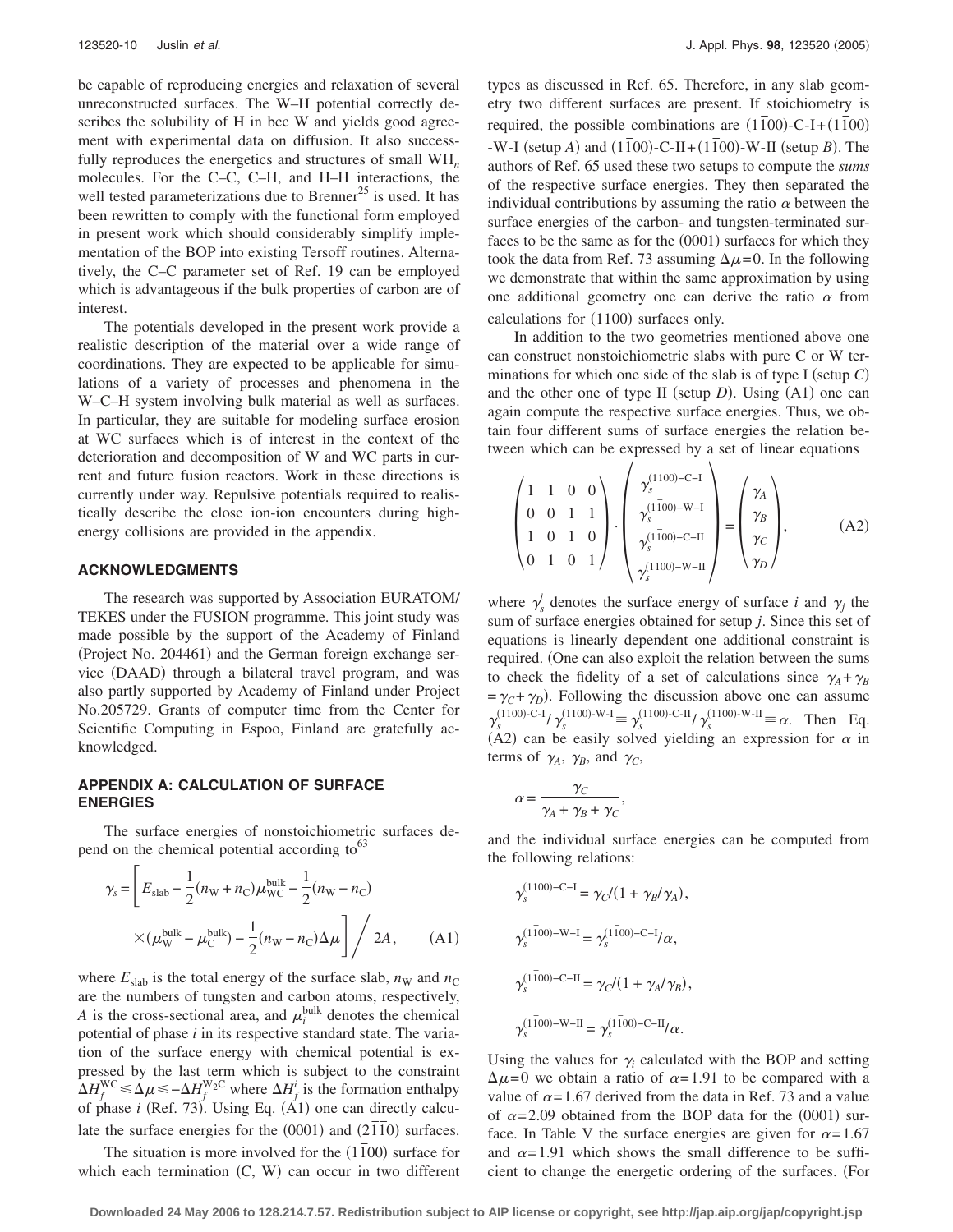be capable of reproducing energies and relaxation of several unreconstructed surfaces. The W–H potential correctly describes the solubility of H in bcc W and yields good agreement with experimental data on diffusion. It also successfully reproduces the energetics and structures of small $WH_n$ molecules. For the C–C, C–H, and H–H interactions, the well tested parameterizations due to Brenner[25] is used. It has been rewritten to comply with the functional form employed in present work which should considerably simplify implementation of the BOP into existing Tersoff routines. Alternatively, the C–C parameter set of Ref. 19 can be employed which is advantageous if the bulk properties of carbon are of interest.

The potentials developed in the present work provide a realistic description of the material over a wide range of coordinations. They are expected to be applicable for simulations of a variety of processes and phenomena in the W–C–H system involving bulk material as well as surfaces. In particular, they are suitable for modeling surface erosion at WC surfaces which is of interest in the context of the deterioration and decomposition of W and WC parts in current and future fusion reactors. Work in these directions is currently under way. Repulsive potentials required to realistically describe the close ion-ion encounters during high-energy collisions are provided in the appendix.

## ACKNOWLEDGMENTS

The research was supported by Association EURATOM/TEKES under the FUSION programme. This joint study was made possible by the support of the Academy of Finland (Project No. 204461) and the German foreign exchange service (DAAD) through a bilateral travel program, and was also partly supported by Academy of Finland under Project No.205729. Grants of computer time from the Center for Scientific Computing in Espoo, Finland are gratefully acknowledged.

## APPENDIX A: CALCULATION OF SURFACE ENERGIES

The surface energies of nonstoichiometric surfaces depend on the chemical potential according to[63]

$$\gamma_s = \left[ E_{\text{slab}} - \frac{1}{2}(n_{\text{W}} + n_{\text{C}})\mu_{\text{WC}}^{\text{bulk}} - \frac{1}{2}(n_{\text{W}} - n_{\text{C}}) \times (\mu_{\text{W}}^{\text{bulk}} - \mu_{\text{C}}^{\text{bulk}}) - \frac{1}{2}(n_{\text{W}} - n_{\text{C}})\Delta\mu \right] \Big/ 2A, \tag{A1}$$

where $E_{\text{slab}}$ is the total energy of the surface slab, $n_{\text{W}}$ and $n_{\text{C}}$ are the numbers of tungsten and carbon atoms, respectively, $A$ is the cross-sectional area, and $\mu_i^{\text{bulk}}$ denotes the chemical potential of phase $i$ in its respective standard state. The variation of the surface energy with chemical potential is expressed by the last term which is subject to the constraint $\Delta H_f^{\text{WC}} \leq \Delta\mu \leq -\Delta H_f^{\text{W}_2\text{C}}$ where $\Delta H_f^i$ is the formation enthalpy of phase $i$ (Ref. 73). Using Eq. (A1) one can directly calculate the surface energies for the (0001) and $(2\bar{1}\bar{1}0)$ surfaces.

The situation is more involved for the $(1\bar{1}00)$ surface for which each termination (C, W) can occur in two different types as discussed in Ref. 65. Therefore, in any slab geometry two different surfaces are present. If stoichiometry is required, the possible combinations are $(1\bar{1}00)$-C-I+$(1\bar{1}00)$-W-I (setup *A*) and $(1\bar{1}00)$-C-II+$(1\bar{1}00)$-W-II (setup *B*). The authors of Ref. 65 used these two setups to compute the *sums* of the respective surface energies. They then separated the individual contributions by assuming the ratio $\alpha$ between the surface energies of the carbon- and tungsten-terminated surfaces to be the same as for the (0001) surfaces for which they took the data from Ref. 73 assuming $\Delta\mu=0$. In the following we demonstrate that within the same approximation by using one additional geometry one can derive the ratio $\alpha$ from calculations for $(1\bar{1}00)$ surfaces only.

In addition to the two geometries mentioned above one can construct nonstoichiometric slabs with pure C or W terminations for which one side of the slab is of type I (setup *C*) and the other one of type II (setup *D*). Using (A1) one can again compute the respective surface energies. Thus, we obtain four different sums of surface energies the relation between which can be expressed by a set of linear equations

$$\begin{pmatrix} 1 & 1 & 0 & 0 \\ 0 & 0 & 1 & 1 \\ 1 & 0 & 1 & 0 \\ 0 & 1 & 0 & 1 \end{pmatrix} \cdot \begin{pmatrix} \gamma_s^{(1\bar{1}00)-\text{C-I}} \\ \gamma_s^{(1\bar{1}00)-\text{W-I}} \\ \gamma_s^{(1\bar{1}00)-\text{C-II}} \\ \gamma_s^{(1\bar{1}00)-\text{W-II}} \end{pmatrix} = \begin{pmatrix} \gamma_A \\ \gamma_B \\ \gamma_C \\ \gamma_D \end{pmatrix}, \tag{A2}$$

where $\gamma_s^i$ denotes the surface energy of surface $i$ and $\gamma_j$ the sum of surface energies obtained for setup $j$. Since this set of equations is linearly dependent one additional constraint is required. (One can also exploit the relation between the sums to check the fidelity of a set of calculations since $\gamma_A+\gamma_B = \gamma_C+\gamma_D$). Following the discussion above one can assume $\gamma_s^{(1\bar{1}00)\text{-C-I}}/\gamma_s^{(1\bar{1}00)\text{-W-I}} \equiv \gamma_s^{(1\bar{1}00)\text{-C-II}}/\gamma_s^{(1\bar{1}00)\text{-W-II}} \equiv \alpha$. Then Eq. (A2) can be easily solved yielding an expression for $\alpha$ in terms of $\gamma_A$, $\gamma_B$, and $\gamma_C$,

$$\alpha = \frac{\gamma_C}{\gamma_A + \gamma_B + \gamma_C},$$

and the individual surface energies can be computed from the following relations:

$$\gamma_s^{(1\bar{1}00)-\text{C-I}} = \gamma_C/(1 + \gamma_B/\gamma_A),$$

$$\gamma_s^{(1\bar{1}00)-\text{W-I}} = \gamma_s^{(1\bar{1}00)-\text{C-I}}/\alpha,$$

$$\gamma_s^{(1\bar{1}00)-\text{C-II}} = \gamma_C/(1 + \gamma_A/\gamma_B),$$

$$\gamma_s^{(1\bar{1}00)-\text{W-II}} = \gamma_s^{(1\bar{1}00)-\text{C-II}}/\alpha.$$

Using the values for $\gamma_i$ calculated with the BOP and setting $\Delta\mu=0$ we obtain a ratio of $\alpha=1.91$ to be compared with a value of $\alpha=1.67$ derived from the data in Ref. 73 and a value of $\alpha=2.09$ obtained from the BOP data for the (0001) surface. In Table V the surface energies are given for $\alpha=1.67$ and $\alpha=1.91$ which shows the small difference to be sufficient to change the energetic ordering of the surfaces. (For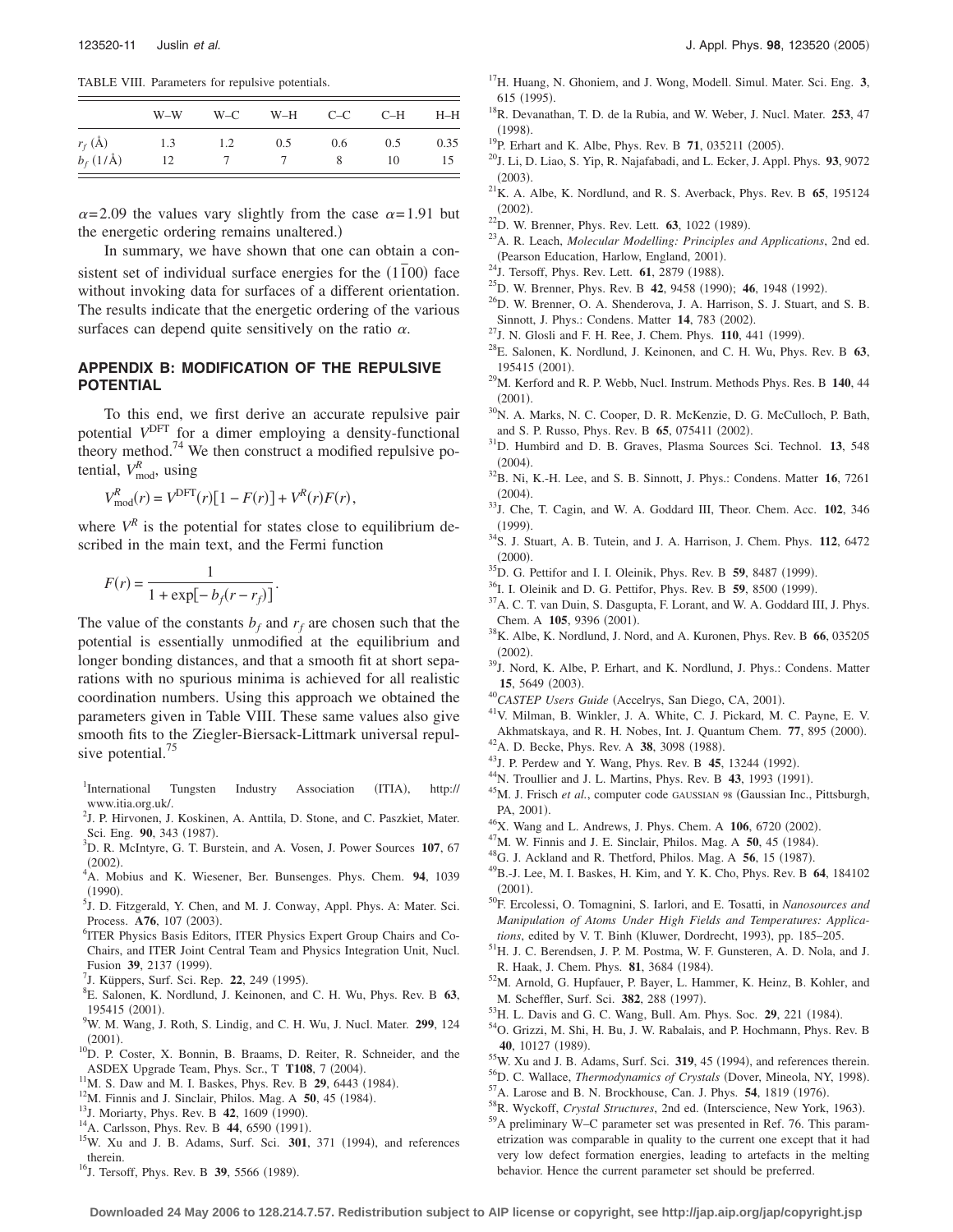TABLE VIII. Parameters for repulsive potentials.

| | W–W | W–C | W–H | C–C | C–H | H–H |
|---|---|---|---|---|---|---|
| $r_f$ (Å) | 1.3 | 1.2 | 0.5 | 0.6 | 0.5 | 0.35 |
| $b_f$ (1/Å) | 12 | 7 | 7 | 8 | 10 | 15 |

$\alpha$=2.09 the values vary slightly from the case $\alpha$=1.91 but the energetic ordering remains unaltered.)

In summary, we have shown that one can obtain a consistent set of individual surface energies for the $(1\bar{1}00)$ face without invoking data for surfaces of a different orientation. The results indicate that the energetic ordering of the various surfaces can depend quite sensitively on the ratio $\alpha$.

## APPENDIX B: MODIFICATION OF THE REPULSIVE POTENTIAL

To this end, we first derive an accurate repulsive pair potential $V^{\mathrm{DFT}}$ for a dimer employing a density-functional theory method.[74] We then construct a modified repulsive potential, $V^R_{\mathrm{mod}}$, using

$$V^R_{\mathrm{mod}}(r) = V^{\mathrm{DFT}}(r)[1 - F(r)] + V^R(r)F(r),$$

where $V^R$ is the potential for states close to equilibrium described in the main text, and the Fermi function

$$F(r) = \frac{1}{1 + \exp[-b_f(r - r_f)]}.$$

The value of the constants $b_f$ and $r_f$ are chosen such that the potential is essentially unmodified at the equilibrium and longer bonding distances, and that a smooth fit at short separations with no spurious minima is achieved for all realistic coordination numbers. Using this approach we obtained the parameters given in Table VIII. These same values also give smooth fits to the Ziegler-Biersack-Littmark universal repulsive potential.[75]

[1] International Tungsten Industry Association (ITIA), http://www.itia.org.uk/.

[2] J. P. Hirvonen, J. Koskinen, A. Anttila, D. Stone, and C. Paszkiet, Mater. Sci. Eng. **90**, 343 (1987).

[3] D. R. McIntyre, G. T. Burstein, and A. Vosen, J. Power Sources **107**, 67 (2002).

[4] A. Mobius and K. Wiesener, Ber. Bunsenges. Phys. Chem. **94**, 1039 (1990).

[5] J. D. Fitzgerald, Y. Chen, and M. J. Conway, Appl. Phys. A: Mater. Sci. Process. **A76**, 107 (2003).

[6] ITER Physics Basis Editors, ITER Physics Expert Group Chairs and Co-Chairs, and ITER Joint Central Team and Physics Integration Unit, Nucl. Fusion **39**, 2137 (1999).

[7] J. Küppers, Surf. Sci. Rep. **22**, 249 (1995).

[8] E. Salonen, K. Nordlund, J. Keinonen, and C. H. Wu, Phys. Rev. B **63**, 195415 (2001).

[9] W. M. Wang, J. Roth, S. Lindig, and C. H. Wu, J. Nucl. Mater. **299**, 124 (2001).

[10] D. P. Coster, X. Bonnin, B. Braams, D. Reiter, R. Schneider, and the ASDEX Upgrade Team, Phys. Scr., T **T108**, 7 (2004).

[11] M. S. Daw and M. I. Baskes, Phys. Rev. B **29**, 6443 (1984).

[12] M. Finnis and J. Sinclair, Philos. Mag. A **50**, 45 (1984).

[13] J. Moriarty, Phys. Rev. B **42**, 1609 (1990).

[14] A. Carlsson, Phys. Rev. B **44**, 6590 (1991).

[15] W. Xu and J. B. Adams, Surf. Sci. **301**, 371 (1994), and references therein.

[16] J. Tersoff, Phys. Rev. B **39**, 5566 (1989).

[17] H. Huang, N. Ghoniem, and J. Wong, Modell. Simul. Mater. Sci. Eng. **3**, 615 (1995).

[18] R. Devanathan, T. D. de la Rubia, and W. Weber, J. Nucl. Mater. **253**, 47 (1998).

[19] P. Erhart and K. Albe, Phys. Rev. B **71**, 035211 (2005).

[20] J. Li, D. Liao, S. Yip, R. Najafabadi, and L. Ecker, J. Appl. Phys. **93**, 9072 (2003).

[21] K. A. Albe, K. Nordlund, and R. S. Averback, Phys. Rev. B **65**, 195124 (2002).

[22] D. W. Brenner, Phys. Rev. Lett. **63**, 1022 (1989).

[23] A. R. Leach, *Molecular Modelling: Principles and Applications*, 2nd ed. (Pearson Education, Harlow, England, 2001).

[24] J. Tersoff, Phys. Rev. Lett. **61**, 2879 (1988).

[25] D. W. Brenner, Phys. Rev. B **42**, 9458 (1990); **46**, 1948 (1992).

[26] D. W. Brenner, O. A. Shenderova, J. A. Harrison, S. J. Stuart, and S. B. Sinnott, J. Phys.: Condens. Matter **14**, 783 (2002).

[27] J. N. Glosli and F. H. Ree, J. Chem. Phys. **110**, 441 (1999).

[28] E. Salonen, K. Nordlund, J. Keinonen, and C. H. Wu, Phys. Rev. B **63**, 195415 (2001).

[29] M. Kerford and R. P. Webb, Nucl. Instrum. Methods Phys. Res. B **140**, 44 (2001).

[30] N. A. Marks, N. C. Cooper, D. R. McKenzie, D. G. McCulloch, P. Bath, and S. P. Russo, Phys. Rev. B **65**, 075411 (2002).

[31] D. Humbird and D. B. Graves, Plasma Sources Sci. Technol. **13**, 548 (2004).

[32] B. Ni, K.-H. Lee, and S. B. Sinnott, J. Phys.: Condens. Matter **16**, 7261 (2004).

[33] J. Che, T. Cagin, and W. A. Goddard III, Theor. Chem. Acc. **102**, 346 (1999).

[34] S. J. Stuart, A. B. Tutein, and J. A. Harrison, J. Chem. Phys. **112**, 6472 (2000).

[35] D. G. Pettifor and I. I. Oleinik, Phys. Rev. B **59**, 8487 (1999).

[36] I. I. Oleinik and D. G. Pettifor, Phys. Rev. B **59**, 8500 (1999).

[37] A. C. T. van Duin, S. Dasgupta, F. Lorant, and W. A. Goddard III, J. Phys. Chem. A **105**, 9396 (2001).

[38] K. Albe, K. Nordlund, J. Nord, and A. Kuronen, Phys. Rev. B **66**, 035205 (2002).

[39] J. Nord, K. Albe, P. Erhart, and K. Nordlund, J. Phys.: Condens. Matter **15**, 5649 (2003).

[40] *CASTEP Users Guide* (Accelrys, San Diego, CA, 2001).

[41] V. Milman, B. Winkler, J. A. White, C. J. Pickard, M. C. Payne, E. V. Akhmatskaya, and R. H. Nobes, Int. J. Quantum Chem. **77**, 895 (2000).

[42] A. D. Becke, Phys. Rev. A **38**, 3098 (1988).

[43] J. P. Perdew and Y. Wang, Phys. Rev. B **45**, 13244 (1992).

[44] N. Troullier and J. L. Martins, Phys. Rev. B **43**, 1993 (1991).

[45] M. J. Frisch *et al.*, computer code GAUSSIAN 98 (Gaussian Inc., Pittsburgh, PA, 2001).

[46] X. Wang and L. Andrews, J. Phys. Chem. A **106**, 6720 (2002).

[47] M. W. Finnis and J. E. Sinclair, Philos. Mag. A **50**, 45 (1984).

[48] G. J. Ackland and R. Thetford, Philos. Mag. A **56**, 15 (1987).

[49] B.-J. Lee, M. I. Baskes, H. Kim, and Y. K. Cho, Phys. Rev. B **64**, 184102 (2001).

[50] F. Ercolessi, O. Tomagnini, S. Iarlori, and E. Tosatti, in *Nanosources and Manipulation of Atoms Under High Fields and Temperatures: Applications*, edited by V. T. Binh (Kluwer, Dordrecht, 1993), pp. 185–205.

[51] H. J. C. Berendsen, J. P. M. Postma, W. F. Gunsteren, A. D. Nola, and J. R. Haak, J. Chem. Phys. **81**, 3684 (1984).

[52] M. Arnold, G. Hupfauer, P. Bayer, L. Hammer, K. Heinz, B. Kohler, and M. Scheffler, Surf. Sci. **382**, 288 (1997).

[53] H. L. Davis and G. C. Wang, Bull. Am. Phys. Soc. **29**, 221 (1984).

[54] O. Grizzi, M. Shi, H. Bu, J. W. Rabalais, and P. Hochmann, Phys. Rev. B **40**, 10127 (1989).

[55] W. Xu and J. B. Adams, Surf. Sci. **319**, 45 (1994), and references therein.

[56] D. C. Wallace, *Thermodynamics of Crystals* (Dover, Mineola, NY, 1998).

[57] A. Larose and B. N. Brockhouse, Can. J. Phys. **54**, 1819 (1976).

[58] R. Wyckoff, *Crystal Structures*, 2nd ed. (Interscience, New York, 1963).

[59] A preliminary W–C parameter set was presented in Ref. 76. This parametrization was comparable in quality to the current one except that it had very low defect formation energies, leading to artefacts in the melting behavior. Hence the current parameter set should be preferred.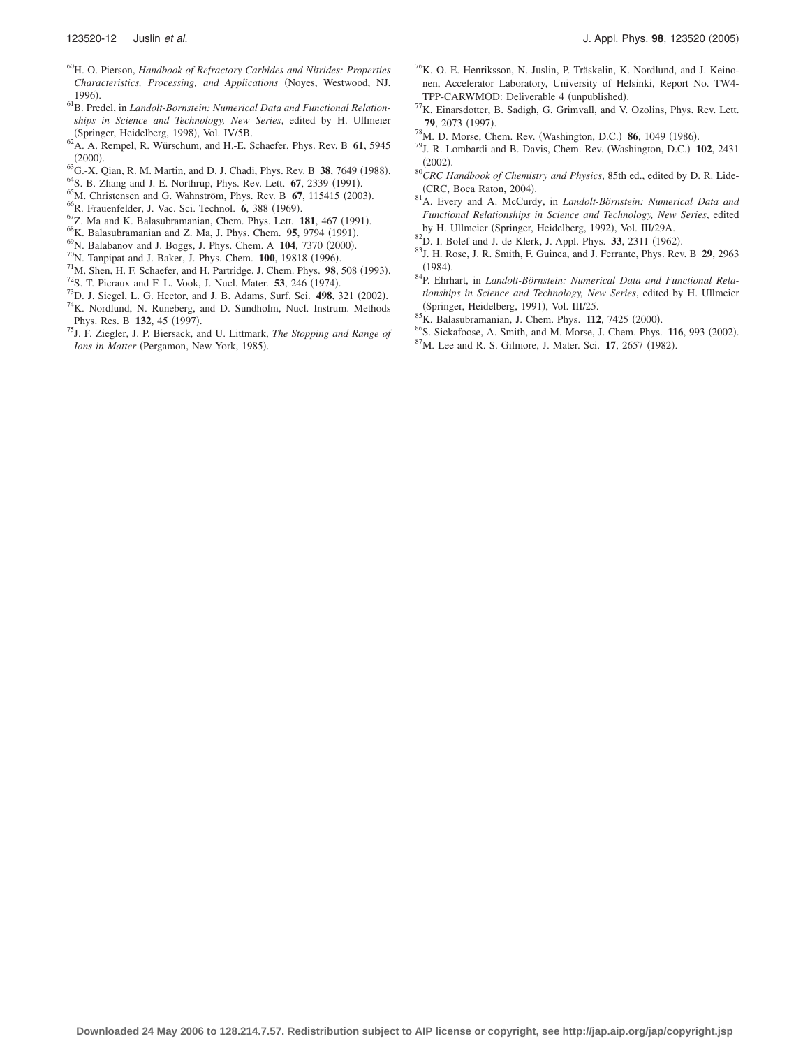[60] H. O. Pierson, *Handbook of Refractory Carbides and Nitrides: Properties Characteristics, Processing, and Applications* (Noyes, Westwood, NJ, 1996).

[61] B. Predel, in *Landolt-Börnstein: Numerical Data and Functional Relationships in Science and Technology, New Series*, edited by H. Ullmeier (Springer, Heidelberg, 1998), Vol. IV/5B.

[62] A. A. Rempel, R. Würschum, and H.-E. Schaefer, Phys. Rev. B **61**, 5945 (2000).

[63] G.-X. Qian, R. M. Martin, and D. J. Chadi, Phys. Rev. B **38**, 7649 (1988).

[64] S. B. Zhang and J. E. Northrup, Phys. Rev. Lett. **67**, 2339 (1991).

[65] M. Christensen and G. Wahnström, Phys. Rev. B **67**, 115415 (2003).

[66] R. Frauenfelder, J. Vac. Sci. Technol. **6**, 388 (1969).

[67] Z. Ma and K. Balasubramanian, Chem. Phys. Lett. **181**, 467 (1991).

[68] K. Balasubramanian and Z. Ma, J. Phys. Chem. **95**, 9794 (1991).

[69] N. Balabanov and J. Boggs, J. Phys. Chem. A **104**, 7370 (2000).

[70] N. Tanpipat and J. Baker, J. Phys. Chem. **100**, 19818 (1996).

[71] M. Shen, H. F. Schaefer, and H. Partridge, J. Chem. Phys. **98**, 508 (1993).

[72] S. T. Picraux and F. L. Vook, J. Nucl. Mater. **53**, 246 (1974).

[73] D. J. Siegel, L. G. Hector, and J. B. Adams, Surf. Sci. **498**, 321 (2002).

[74] K. Nordlund, N. Runeberg, and D. Sundholm, Nucl. Instrum. Methods Phys. Res. B **132**, 45 (1997).

[75] J. F. Ziegler, J. P. Biersack, and U. Littmark, *The Stopping and Range of Ions in Matter* (Pergamon, New York, 1985).

[76] K. O. E. Henriksson, N. Juslin, P. Träskelin, K. Nordlund, and J. Keinonen, Accelerator Laboratory, University of Helsinki, Report No. TW4-TPP-CARWMOD: Deliverable 4 (unpublished).

[77] K. Einarsdotter, B. Sadigh, G. Grimvall, and V. Ozolins, Phys. Rev. Lett. **79**, 2073 (1997).

[78] M. D. Morse, Chem. Rev. (Washington, D.C.) **86**, 1049 (1986).

[79] J. R. Lombardi and B. Davis, Chem. Rev. (Washington, D.C.) **102**, 2431 (2002).

[80] *CRC Handbook of Chemistry and Physics*, 85th ed., edited by D. R. Lide-(CRC, Boca Raton, 2004).

[81] A. Every and A. McCurdy, in *Landolt-Börnstein: Numerical Data and Functional Relationships in Science and Technology, New Series*, edited by H. Ullmeier (Springer, Heidelberg, 1992), Vol. III/29A.

[82] D. I. Bolef and J. de Klerk, J. Appl. Phys. **33**, 2311 (1962).

[83] J. H. Rose, J. R. Smith, F. Guinea, and J. Ferrante, Phys. Rev. B **29**, 2963 (1984).

[84] P. Ehrhart, in *Landolt-Börnstein: Numerical Data and Functional Relationships in Science and Technology, New Series*, edited by H. Ullmeier (Springer, Heidelberg, 1991), Vol. III/25.

[85] K. Balasubramanian, J. Chem. Phys. **112**, 7425 (2000).

[86] S. Sickafoose, A. Smith, and M. Morse, J. Chem. Phys. **116**, 993 (2002).

[87] M. Lee and R. S. Gilmore, J. Mater. Sci. **17**, 2657 (1982).